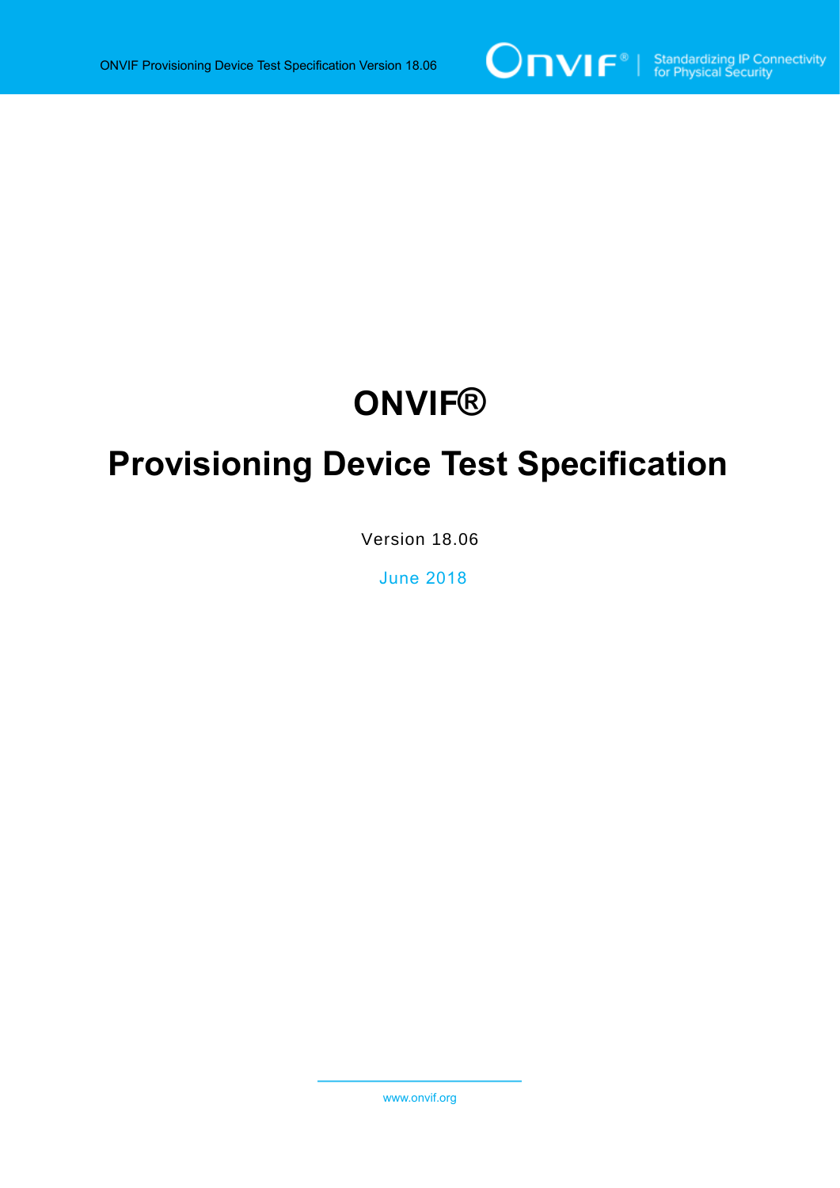# ONVIF®

# Provisioning Device Test Specification

Version 18.06

June 2018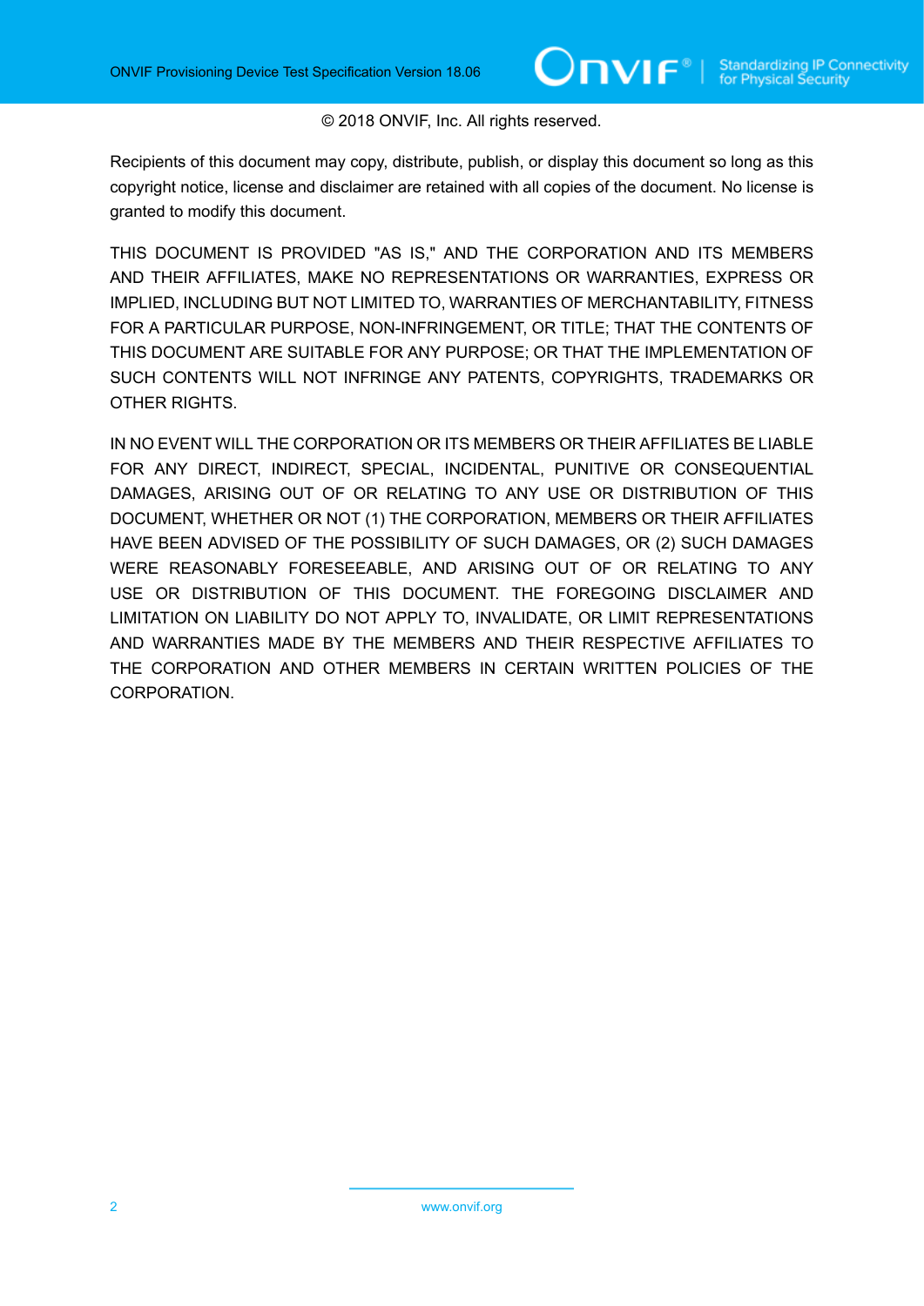© 2018 ONVIF, Inc. All rights reserved.

Recipients of this document may copy, distribute, publish, or display this document so long as this copyright notice, license and disclaimer are retained with all copies of the document. No license is granted to modify this document.

THIS DOCUMENT IS PROVIDED "AS IS," AND THE CORPORATION AND ITS MEMBERS AND THEIR AFFILIATES, MAKE NO REPRESENTATIONS OR WARRANTIES, EXPRESS OR IMPLIED, INCLUDING BUT NOT LIMITED TO, WARRANTIES OF MERCHANTABILITY, FITNESS FOR A PARTICULAR PURPOSE, NON-INFRINGEMENT, OR TITLE; THAT THE CONTENTS OF THIS DOCUMENT ARE SUITABLE FOR ANY PURPOSE; OR THAT THE IMPLEMENTATION OF SUCH CONTENTS WILL NOT INFRINGE ANY PATENTS, COPYRIGHTS, TRADEMARKS OR OTHER RIGHTS.

IN NO EVENT WILL THE CORPORATION OR ITS MEMBERS OR THEIR AFFILIATES BE LIABLE FOR ANY DIRECT, INDIRECT, SPECIAL, INCIDENTAL, PUNITIVE OR CONSEQUENTIAL DAMAGES, ARISING OUT OF OR RELATING TO ANY USE OR DISTRIBUTION OF THIS DOCUMENT, WHETHER OR NOT (1) THE CORPORATION, MEMBERS OR THEIR AFFILIATES HAVE BEEN ADVISED OF THE POSSIBILITY OF SUCH DAMAGES, OR (2) SUCH DAMAGES WERE REASONABLY FORESEEABLE, AND ARISING OUT OF OR RELATING TO ANY USE OR DISTRIBUTION OF THIS DOCUMENT. THE FOREGOING DISCLAIMER AND LIMITATION ON LIABILITY DO NOT APPLY TO, INVALIDATE, OR LIMIT REPRESENTATIONS AND WARRANTIES MADE BY THE MEMBERS AND THEIR RESPECTIVE AFFILIATES TO THE CORPORATION AND OTHER MEMBERS IN CERTAIN WRITTEN POLICIES OF THE CORPORATION.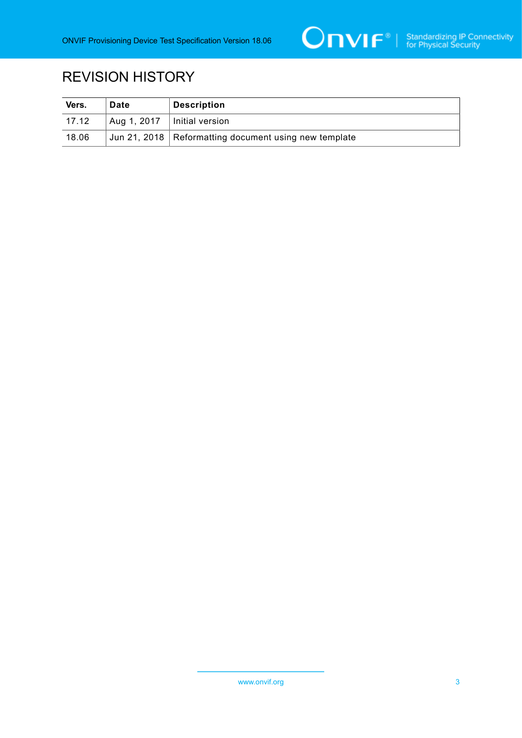# REVISION HISTORY

| Vers. | Date | Description |
| --- | --- | --- |
| 17.12 | Aug 1, 2017 | Initial version |
| 18.06 | Jun 21, 2018 | Reformatting document using new template |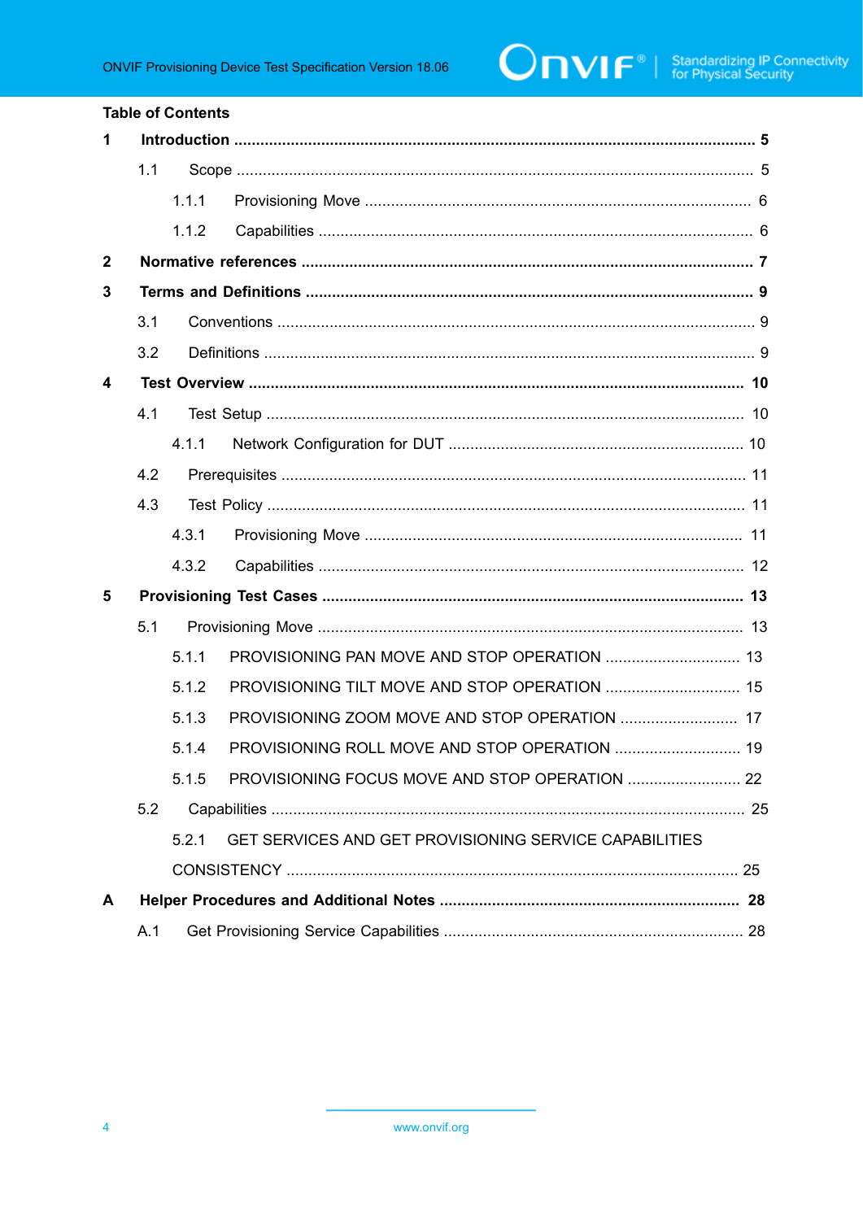**Table of Contents**

**1 Introduction ..................................................................................................... 5**

1.1 Scope ..................................................................................................... 5

1.1.1 Provisioning Move ........................................................................ 6

1.1.2 Capabilities .................................................................................. 6

**2 Normative references ..................................................................................... 7**

**3 Terms and Definitions ..................................................................................... 9**

3.1 Conventions ............................................................................................ 9

3.2 Definitions ............................................................................................... 9

**4 Test Overview ................................................................................................ 10**

4.1 Test Setup ............................................................................................ 10

4.1.1 Network Configuration for DUT .................................................... 10

4.2 Prerequisites ......................................................................................... 11

4.3 Test Policy ............................................................................................ 11

4.3.1 Provisioning Move ...................................................................... 11

4.3.2 Capabilities ................................................................................. 12

**5 Provisioning Test Cases ............................................................................... 13**

5.1 Provisioning Move ................................................................................ 13

5.1.1 PROVISIONING PAN MOVE AND STOP OPERATION ............................... 13

5.1.2 PROVISIONING TILT MOVE AND STOP OPERATION ............................... 15

5.1.3 PROVISIONING ZOOM MOVE AND STOP OPERATION ........................... 17

5.1.4 PROVISIONING ROLL MOVE AND STOP OPERATION ............................. 19

5.1.5 PROVISIONING FOCUS MOVE AND STOP OPERATION .......................... 22

5.2 Capabilities ........................................................................................... 25

5.2.1 GET SERVICES AND GET PROVISIONING SERVICE CAPABILITIES CONSISTENCY ...................................................................................... 25

**A Helper Procedures and Additional Notes .................................................... 28**

A.1 Get Provisioning Service Capabilities .................................................... 28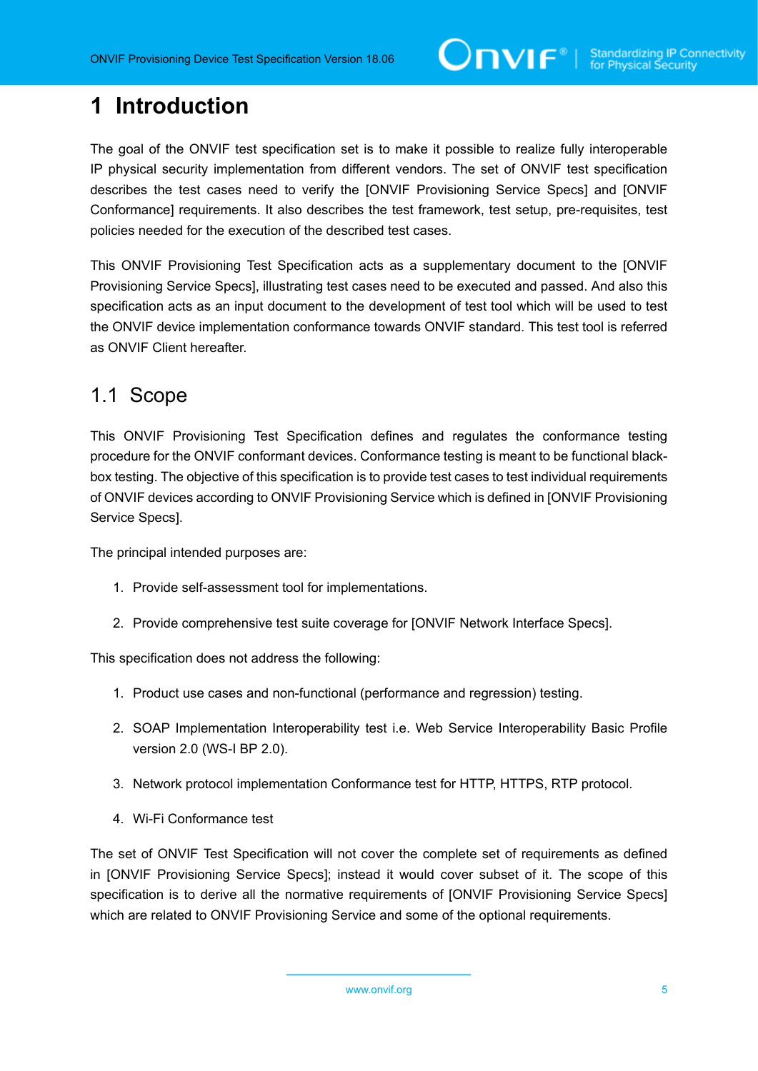# 1 Introduction

The goal of the ONVIF test specification set is to make it possible to realize fully interoperable IP physical security implementation from different vendors. The set of ONVIF test specification describes the test cases need to verify the [ONVIF Provisioning Service Specs] and [ONVIF Conformance] requirements. It also describes the test framework, test setup, pre-requisites, test policies needed for the execution of the described test cases.

This ONVIF Provisioning Test Specification acts as a supplementary document to the [ONVIF Provisioning Service Specs], illustrating test cases need to be executed and passed. And also this specification acts as an input document to the development of test tool which will be used to test the ONVIF device implementation conformance towards ONVIF standard. This test tool is referred as ONVIF Client hereafter.

## 1.1 Scope

This ONVIF Provisioning Test Specification defines and regulates the conformance testing procedure for the ONVIF conformant devices. Conformance testing is meant to be functional black-box testing. The objective of this specification is to provide test cases to test individual requirements of ONVIF devices according to ONVIF Provisioning Service which is defined in [ONVIF Provisioning Service Specs].

The principal intended purposes are:

1. Provide self-assessment tool for implementations.
2. Provide comprehensive test suite coverage for [ONVIF Network Interface Specs].

This specification does not address the following:

1. Product use cases and non-functional (performance and regression) testing.
2. SOAP Implementation Interoperability test i.e. Web Service Interoperability Basic Profile version 2.0 (WS-I BP 2.0).
3. Network protocol implementation Conformance test for HTTP, HTTPS, RTP protocol.
4. Wi-Fi Conformance test

The set of ONVIF Test Specification will not cover the complete set of requirements as defined in [ONVIF Provisioning Service Specs]; instead it would cover subset of it. The scope of this specification is to derive all the normative requirements of [ONVIF Provisioning Service Specs] which are related to ONVIF Provisioning Service and some of the optional requirements.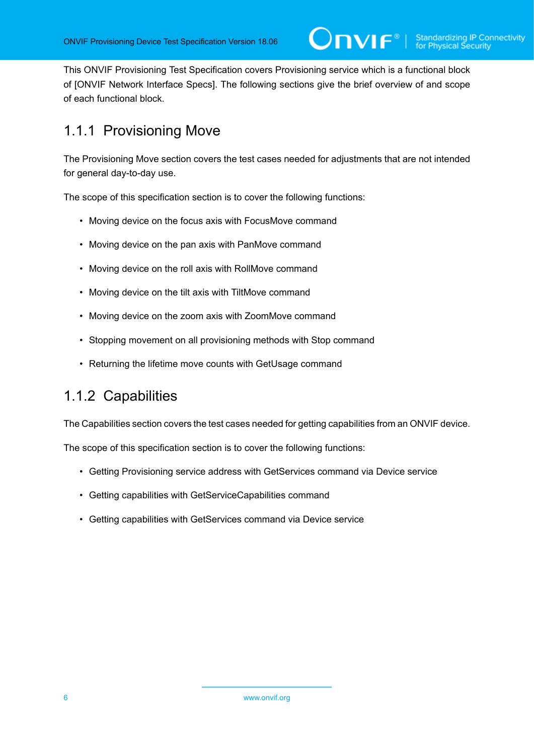This ONVIF Provisioning Test Specification covers Provisioning service which is a functional block of [ONVIF Network Interface Specs]. The following sections give the brief overview of and scope of each functional block.

### 1.1.1 Provisioning Move

The Provisioning Move section covers the test cases needed for adjustments that are not intended for general day-to-day use.

The scope of this specification section is to cover the following functions:

- Moving device on the focus axis with FocusMove command
- Moving device on the pan axis with PanMove command
- Moving device on the roll axis with RollMove command
- Moving device on the tilt axis with TiltMove command
- Moving device on the zoom axis with ZoomMove command
- Stopping movement on all provisioning methods with Stop command
- Returning the lifetime move counts with GetUsage command

### 1.1.2 Capabilities

The Capabilities section covers the test cases needed for getting capabilities from an ONVIF device.

The scope of this specification section is to cover the following functions:

- Getting Provisioning service address with GetServices command via Device service
- Getting capabilities with GetServiceCapabilities command
- Getting capabilities with GetServices command via Device service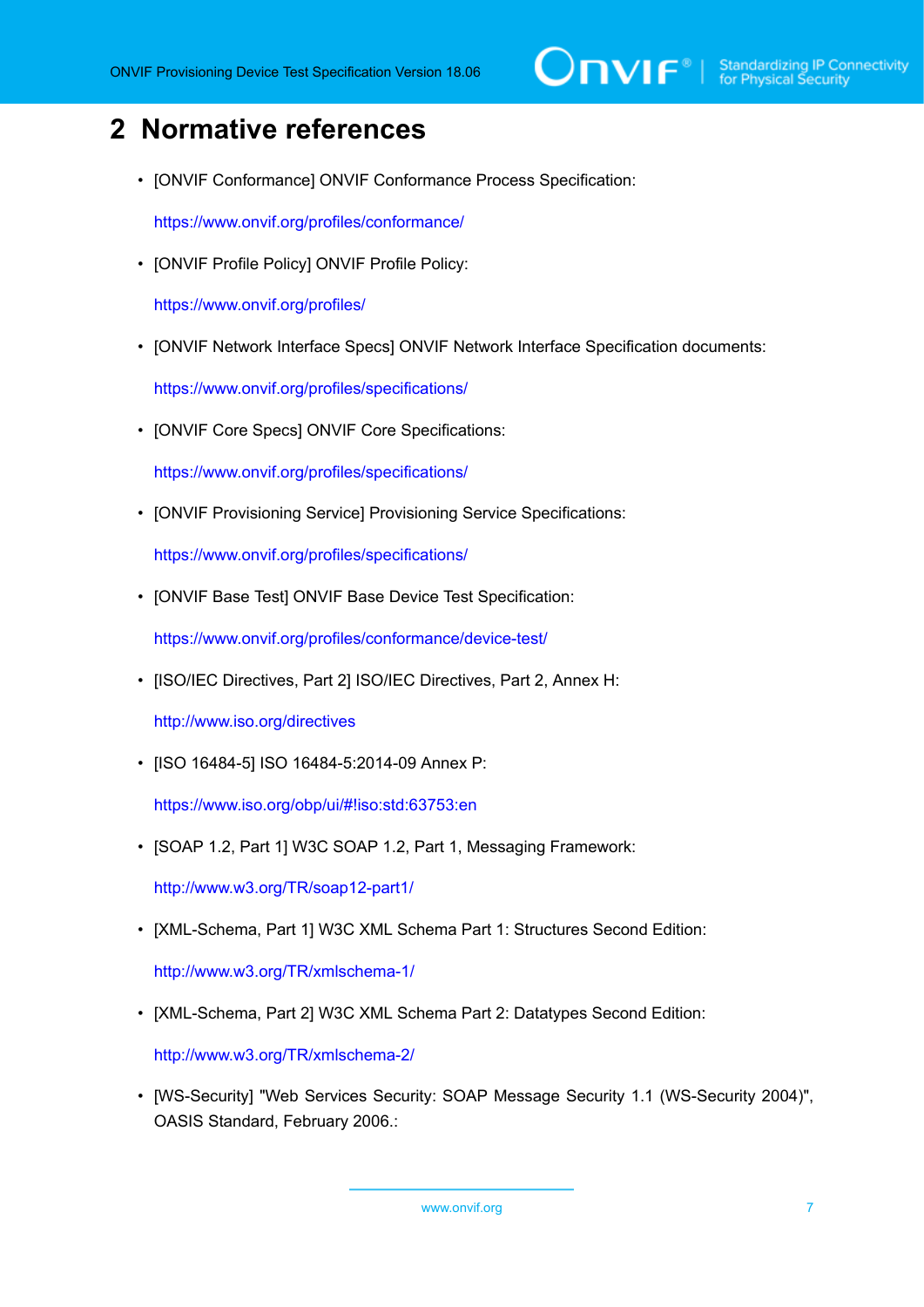# 2 Normative references

- [ONVIF Conformance] ONVIF Conformance Process Specification:

  https://www.onvif.org/profiles/conformance/

- [ONVIF Profile Policy] ONVIF Profile Policy:

  https://www.onvif.org/profiles/

- [ONVIF Network Interface Specs] ONVIF Network Interface Specification documents:

  https://www.onvif.org/profiles/specifications/

- [ONVIF Core Specs] ONVIF Core Specifications:

  https://www.onvif.org/profiles/specifications/

- [ONVIF Provisioning Service] Provisioning Service Specifications:

  https://www.onvif.org/profiles/specifications/

- [ONVIF Base Test] ONVIF Base Device Test Specification:

  https://www.onvif.org/profiles/conformance/device-test/

- [ISO/IEC Directives, Part 2] ISO/IEC Directives, Part 2, Annex H:

  http://www.iso.org/directives

- [ISO 16484-5] ISO 16484-5:2014-09 Annex P:

  https://www.iso.org/obp/ui/#!iso:std:63753:en

- [SOAP 1.2, Part 1] W3C SOAP 1.2, Part 1, Messaging Framework:

  http://www.w3.org/TR/soap12-part1/

- [XML-Schema, Part 1] W3C XML Schema Part 1: Structures Second Edition:

  http://www.w3.org/TR/xmlschema-1/

- [XML-Schema, Part 2] W3C XML Schema Part 2: Datatypes Second Edition:

  http://www.w3.org/TR/xmlschema-2/

- [WS-Security] "Web Services Security: SOAP Message Security 1.1 (WS-Security 2004)", OASIS Standard, February 2006.: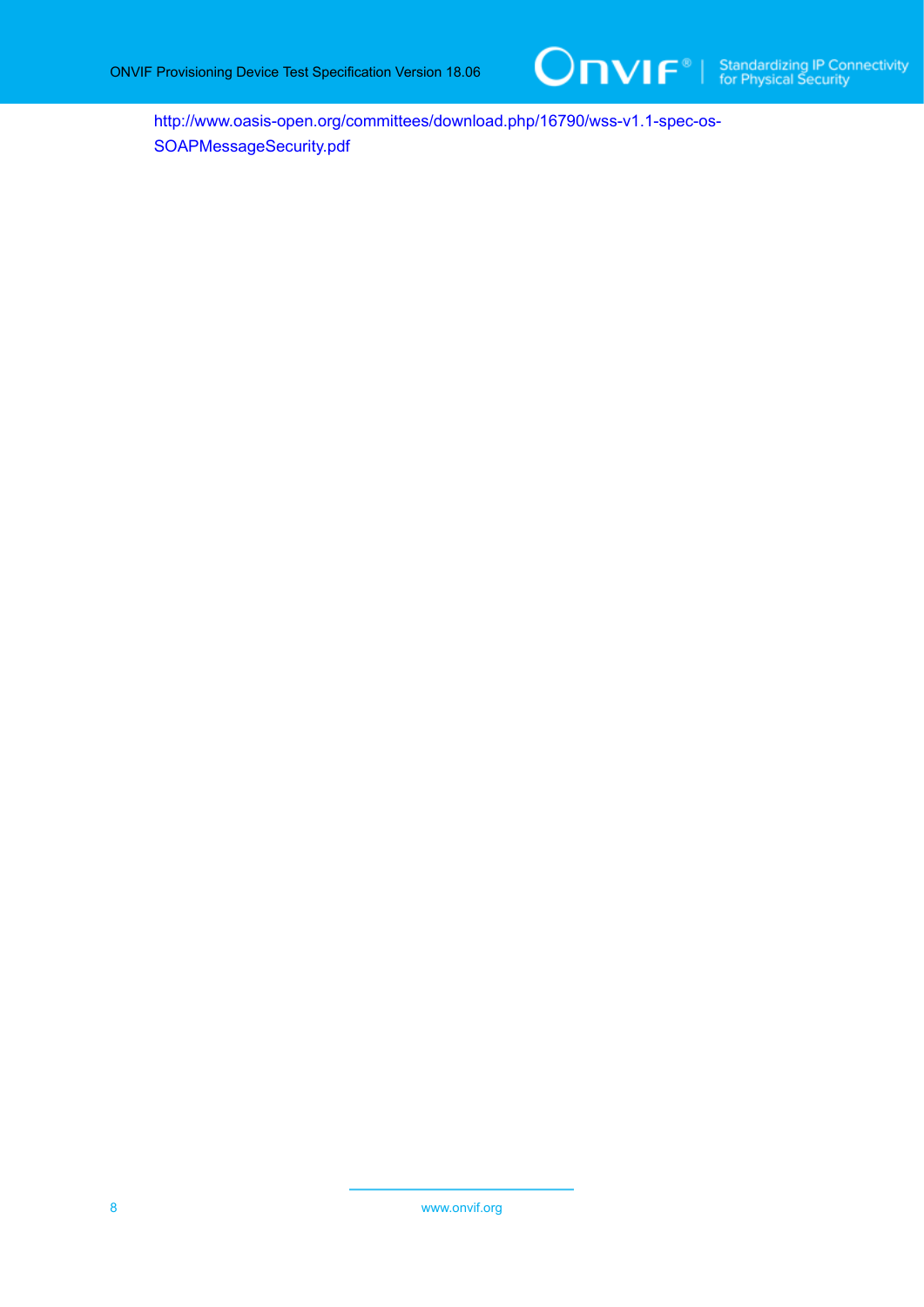http://www.oasis-open.org/committees/download.php/16790/wss-v1.1-spec-os-SOAPMessageSecurity.pdf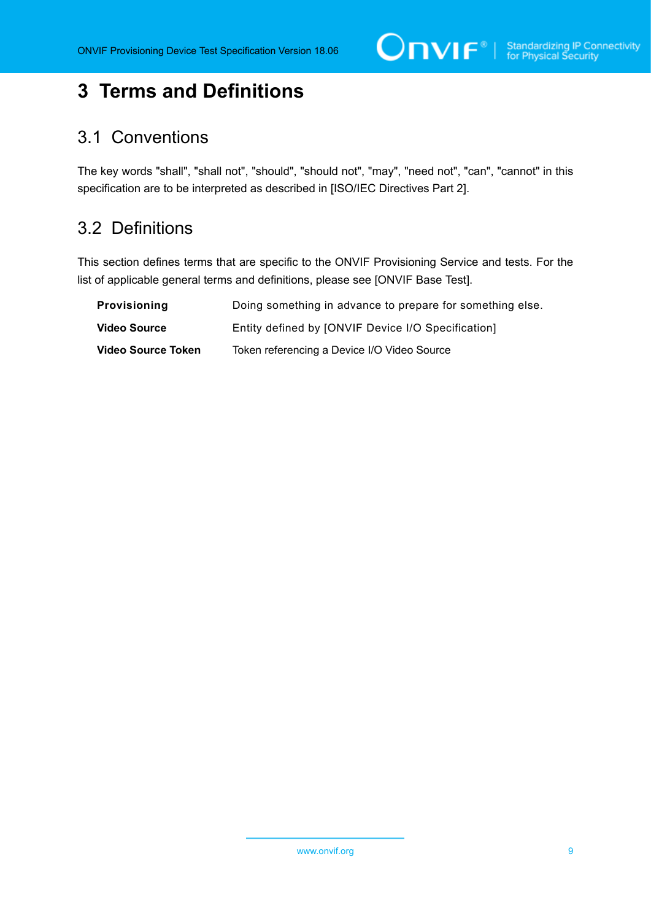# 3 Terms and Definitions

## 3.1 Conventions

The key words "shall", "shall not", "should", "should not", "may", "need not", "can", "cannot" in this specification are to be interpreted as described in [ISO/IEC Directives Part 2].

## 3.2 Definitions

This section defines terms that are specific to the ONVIF Provisioning Service and tests. For the list of applicable general terms and definitions, please see [ONVIF Base Test].

| | |
|---|---|
| **Provisioning** | Doing something in advance to prepare for something else. |
| **Video Source** | Entity defined by [ONVIF Device I/O Specification] |
| **Video Source Token** | Token referencing a Device I/O Video Source |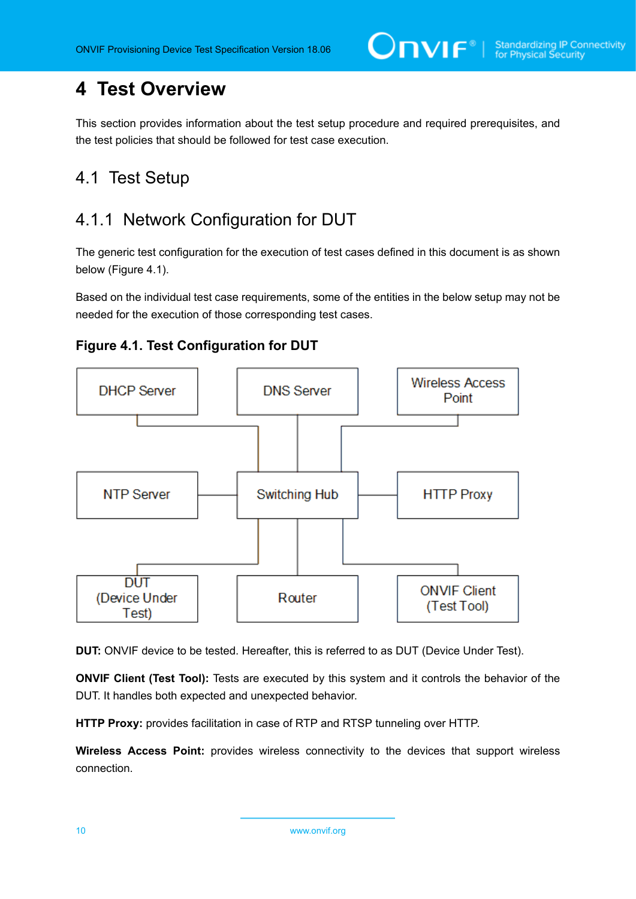# 4 Test Overview

This section provides information about the test setup procedure and required prerequisites, and the test policies that should be followed for test case execution.

## 4.1 Test Setup

### 4.1.1 Network Configuration for DUT

The generic test configuration for the execution of test cases defined in this document is as shown below (Figure 4.1).

Based on the individual test case requirements, some of the entities in the below setup may not be needed for the execution of those corresponding test cases.

**Figure 4.1. Test Configuration for DUT**

DHCP Server | DNS Server | Wireless Access Point | NTP Server | Switching Hub | HTTP Proxy | DUT (Device Under Test) | Router | ONVIF Client (Test Tool)

**DUT:** ONVIF device to be tested. Hereafter, this is referred to as DUT (Device Under Test).

**ONVIF Client (Test Tool):** Tests are executed by this system and it controls the behavior of the DUT. It handles both expected and unexpected behavior.

**HTTP Proxy:** provides facilitation in case of RTP and RTSP tunneling over HTTP.

**Wireless Access Point:** provides wireless connectivity to the devices that support wireless connection.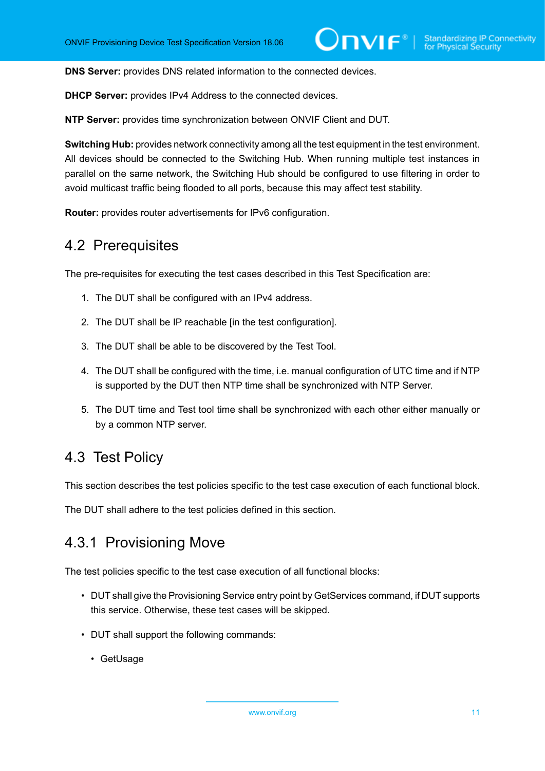**DNS Server:** provides DNS related information to the connected devices.

**DHCP Server:** provides IPv4 Address to the connected devices.

**NTP Server:** provides time synchronization between ONVIF Client and DUT.

**Switching Hub:** provides network connectivity among all the test equipment in the test environment. All devices should be connected to the Switching Hub. When running multiple test instances in parallel on the same network, the Switching Hub should be configured to use filtering in order to avoid multicast traffic being flooded to all ports, because this may affect test stability.

**Router:** provides router advertisements for IPv6 configuration.

## 4.2 Prerequisites

The pre-requisites for executing the test cases described in this Test Specification are:

1. The DUT shall be configured with an IPv4 address.
2. The DUT shall be IP reachable [in the test configuration].
3. The DUT shall be able to be discovered by the Test Tool.
4. The DUT shall be configured with the time, i.e. manual configuration of UTC time and if NTP is supported by the DUT then NTP time shall be synchronized with NTP Server.
5. The DUT time and Test tool time shall be synchronized with each other either manually or by a common NTP server.

## 4.3 Test Policy

This section describes the test policies specific to the test case execution of each functional block.

The DUT shall adhere to the test policies defined in this section.

### 4.3.1 Provisioning Move

The test policies specific to the test case execution of all functional blocks:

- DUT shall give the Provisioning Service entry point by GetServices command, if DUT supports this service. Otherwise, these test cases will be skipped.
- DUT shall support the following commands:
  - GetUsage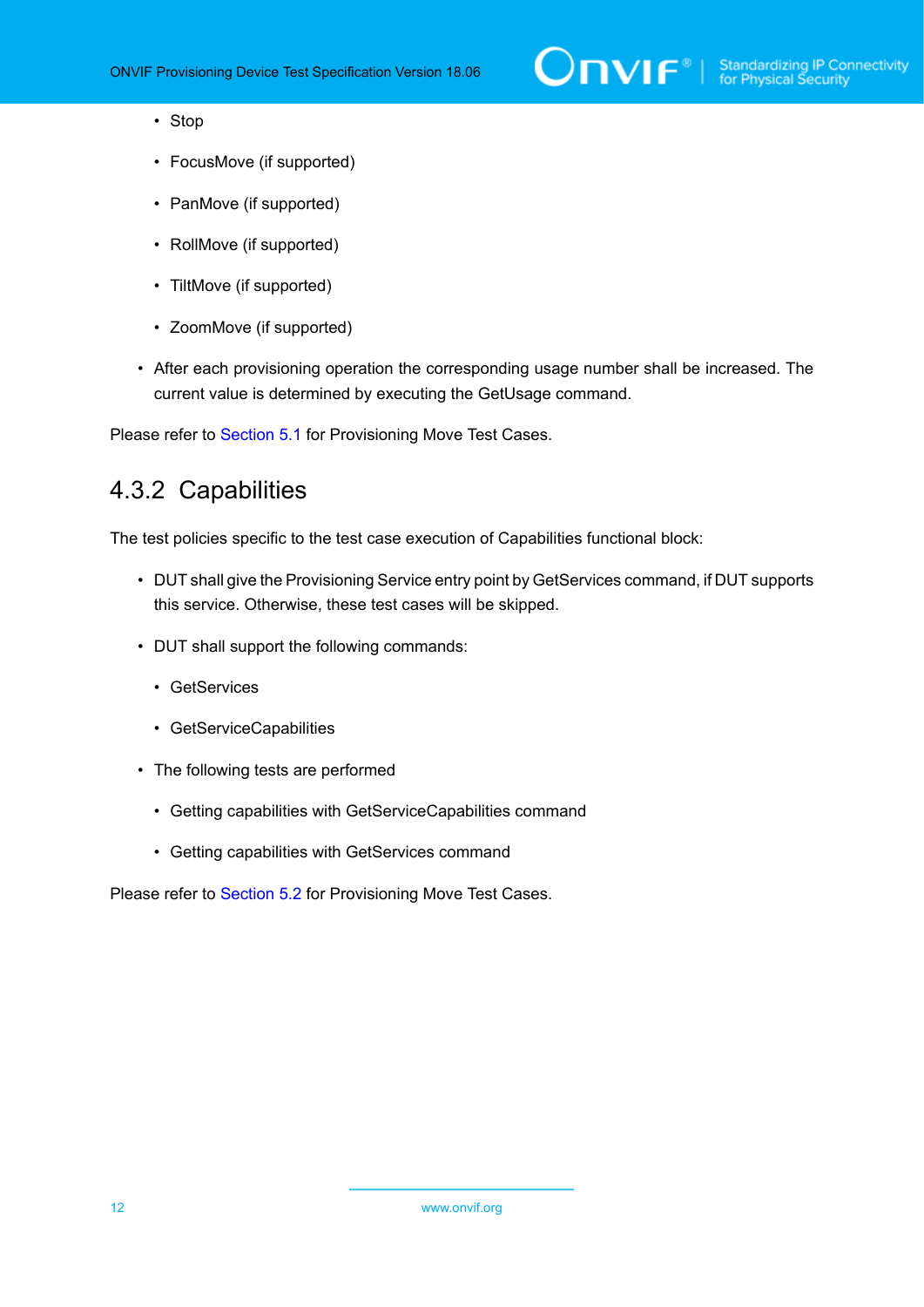- Stop
    - FocusMove (if supported)
    - PanMove (if supported)
    - RollMove (if supported)
    - TiltMove (if supported)
    - ZoomMove (if supported)
- After each provisioning operation the corresponding usage number shall be increased. The current value is determined by executing the GetUsage command.

Please refer to Section 5.1 for Provisioning Move Test Cases.

### 4.3.2 Capabilities

The test policies specific to the test case execution of Capabilities functional block:

- DUT shall give the Provisioning Service entry point by GetServices command, if DUT supports this service. Otherwise, these test cases will be skipped.
- DUT shall support the following commands:
    - GetServices
    - GetServiceCapabilities
- The following tests are performed
    - Getting capabilities with GetServiceCapabilities command
    - Getting capabilities with GetServices command

Please refer to Section 5.2 for Provisioning Move Test Cases.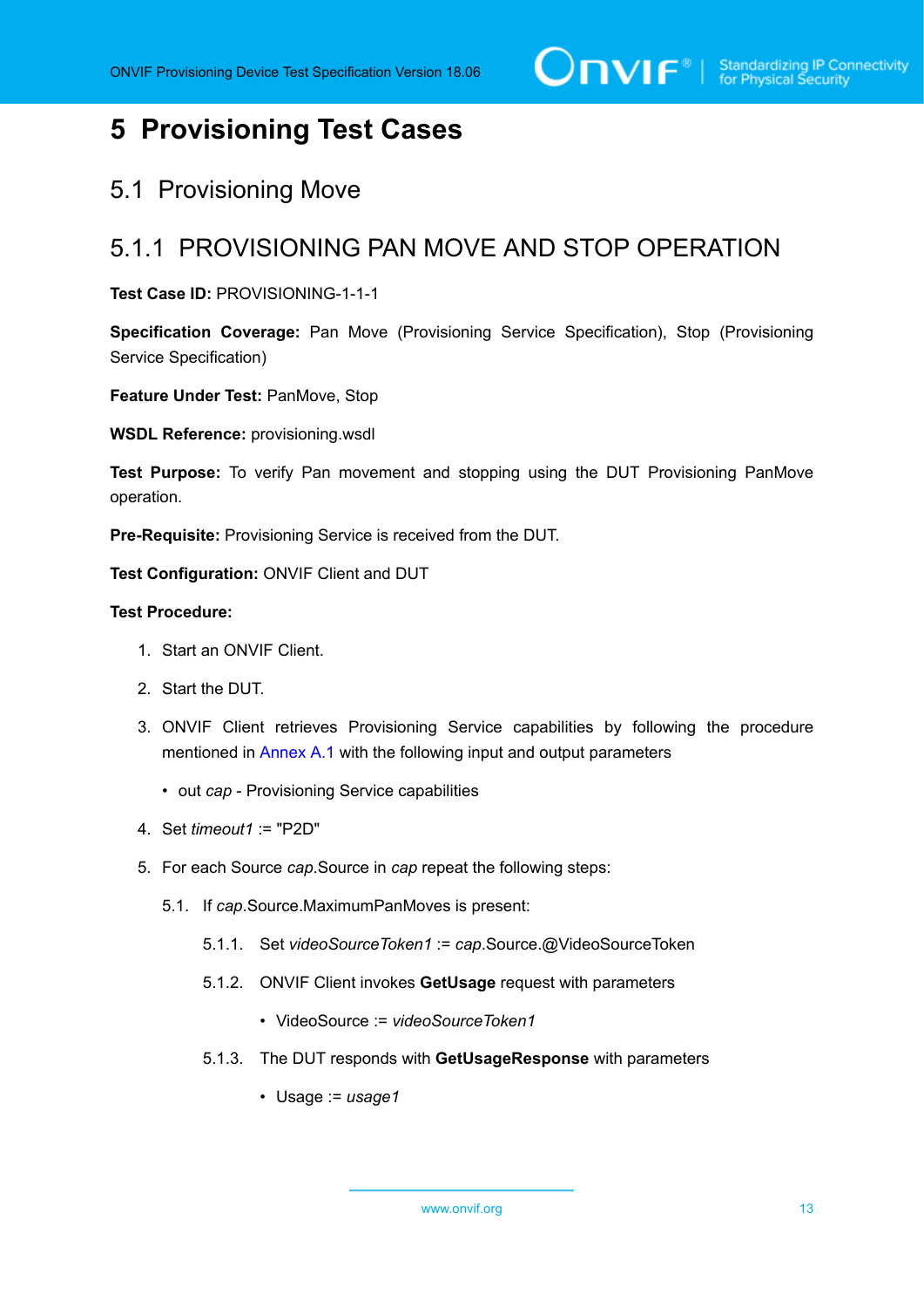# 5 Provisioning Test Cases

## 5.1 Provisioning Move

### 5.1.1 PROVISIONING PAN MOVE AND STOP OPERATION

**Test Case ID:** PROVISIONING-1-1-1

**Specification Coverage:** Pan Move (Provisioning Service Specification), Stop (Provisioning Service Specification)

**Feature Under Test:** PanMove, Stop

**WSDL Reference:** provisioning.wsdl

**Test Purpose:** To verify Pan movement and stopping using the DUT Provisioning PanMove operation.

**Pre-Requisite:** Provisioning Service is received from the DUT.

**Test Configuration:** ONVIF Client and DUT

**Test Procedure:**

1. Start an ONVIF Client.
2. Start the DUT.
3. ONVIF Client retrieves Provisioning Service capabilities by following the procedure mentioned in Annex A.1 with the following input and output parameters
   - out *cap* - Provisioning Service capabilities
4. Set *timeout1* := "P2D"
5. For each Source *cap*.Source in *cap* repeat the following steps:

   5.1. If *cap*.Source.MaximumPanMoves is present:

   5.1.1. Set *videoSourceToken1* := *cap*.Source.@VideoSourceToken

   5.1.2. ONVIF Client invokes **GetUsage** request with parameters
   - VideoSource := *videoSourceToken1*

   5.1.3. The DUT responds with **GetUsageResponse** with parameters
   - Usage := *usage1*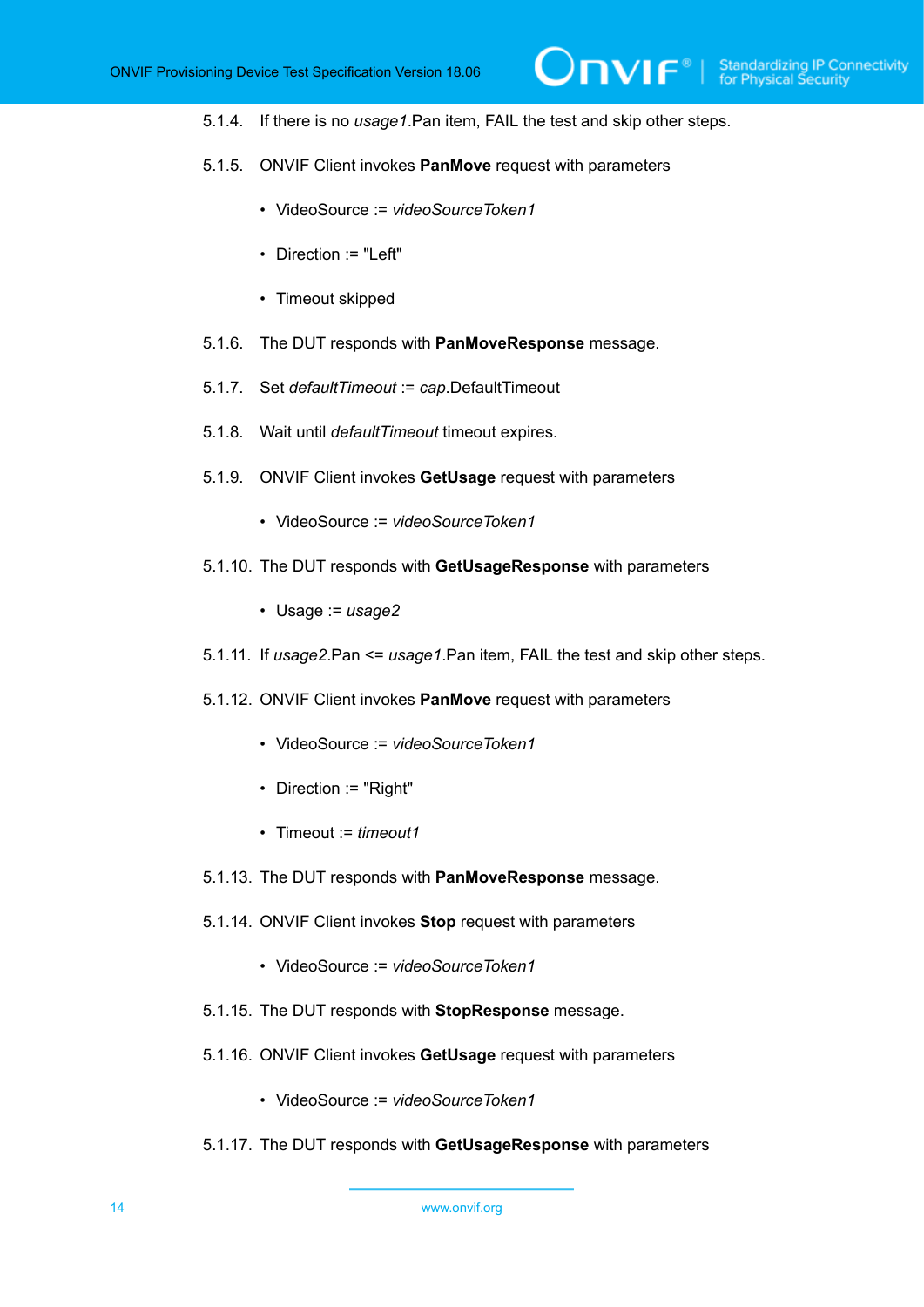5.1.4. If there is no *usage1*.Pan item, FAIL the test and skip other steps.

5.1.5. ONVIF Client invokes **PanMove** request with parameters

- VideoSource := *videoSourceToken1*
- Direction := "Left"
- Timeout skipped

5.1.6. The DUT responds with **PanMoveResponse** message.

5.1.7. Set *defaultTimeout* := *cap*.DefaultTimeout

5.1.8. Wait until *defaultTimeout* timeout expires.

5.1.9. ONVIF Client invokes **GetUsage** request with parameters

- VideoSource := *videoSourceToken1*

5.1.10. The DUT responds with **GetUsageResponse** with parameters

- Usage := *usage2*

5.1.11. If *usage2*.Pan <= *usage1*.Pan item, FAIL the test and skip other steps.

5.1.12. ONVIF Client invokes **PanMove** request with parameters

- VideoSource := *videoSourceToken1*
- Direction := "Right"
- Timeout := *timeout1*

5.1.13. The DUT responds with **PanMoveResponse** message.

5.1.14. ONVIF Client invokes **Stop** request with parameters

- VideoSource := *videoSourceToken1*

5.1.15. The DUT responds with **StopResponse** message.

5.1.16. ONVIF Client invokes **GetUsage** request with parameters

- VideoSource := *videoSourceToken1*

5.1.17. The DUT responds with **GetUsageResponse** with parameters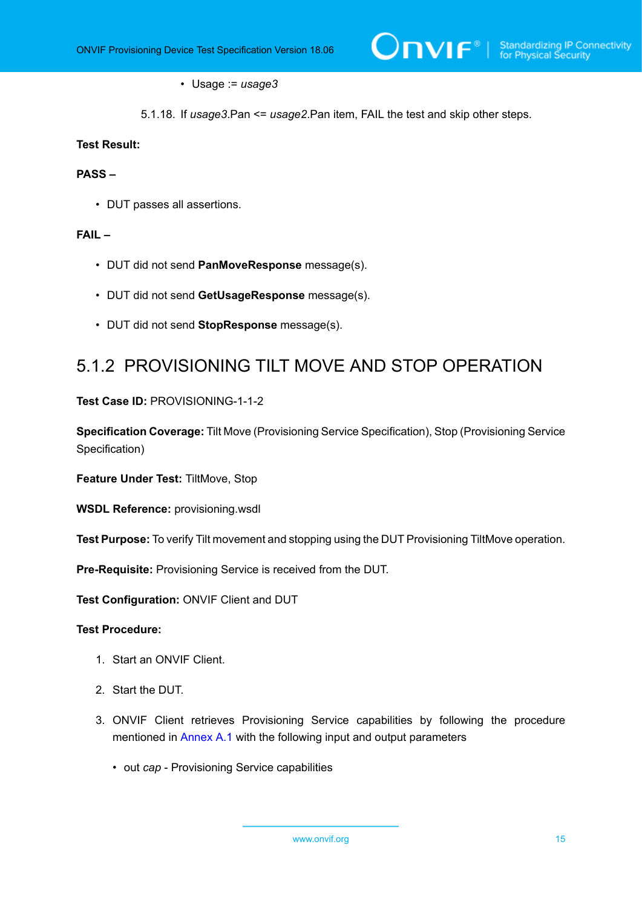- Usage := *usage3*

5.1.18. If *usage3*.Pan <= *usage2*.Pan item, FAIL the test and skip other steps.

**Test Result:**

**PASS –**

- DUT passes all assertions.

**FAIL –**

- DUT did not send **PanMoveResponse** message(s).
- DUT did not send **GetUsageResponse** message(s).
- DUT did not send **StopResponse** message(s).

### 5.1.2 PROVISIONING TILT MOVE AND STOP OPERATION

**Test Case ID:** PROVISIONING-1-1-2

**Specification Coverage:** Tilt Move (Provisioning Service Specification), Stop (Provisioning Service Specification)

**Feature Under Test:** TiltMove, Stop

**WSDL Reference:** provisioning.wsdl

**Test Purpose:** To verify Tilt movement and stopping using the DUT Provisioning TiltMove operation.

**Pre-Requisite:** Provisioning Service is received from the DUT.

**Test Configuration:** ONVIF Client and DUT

**Test Procedure:**

1. Start an ONVIF Client.
2. Start the DUT.
3. ONVIF Client retrieves Provisioning Service capabilities by following the procedure mentioned in Annex A.1 with the following input and output parameters
   - out *cap* - Provisioning Service capabilities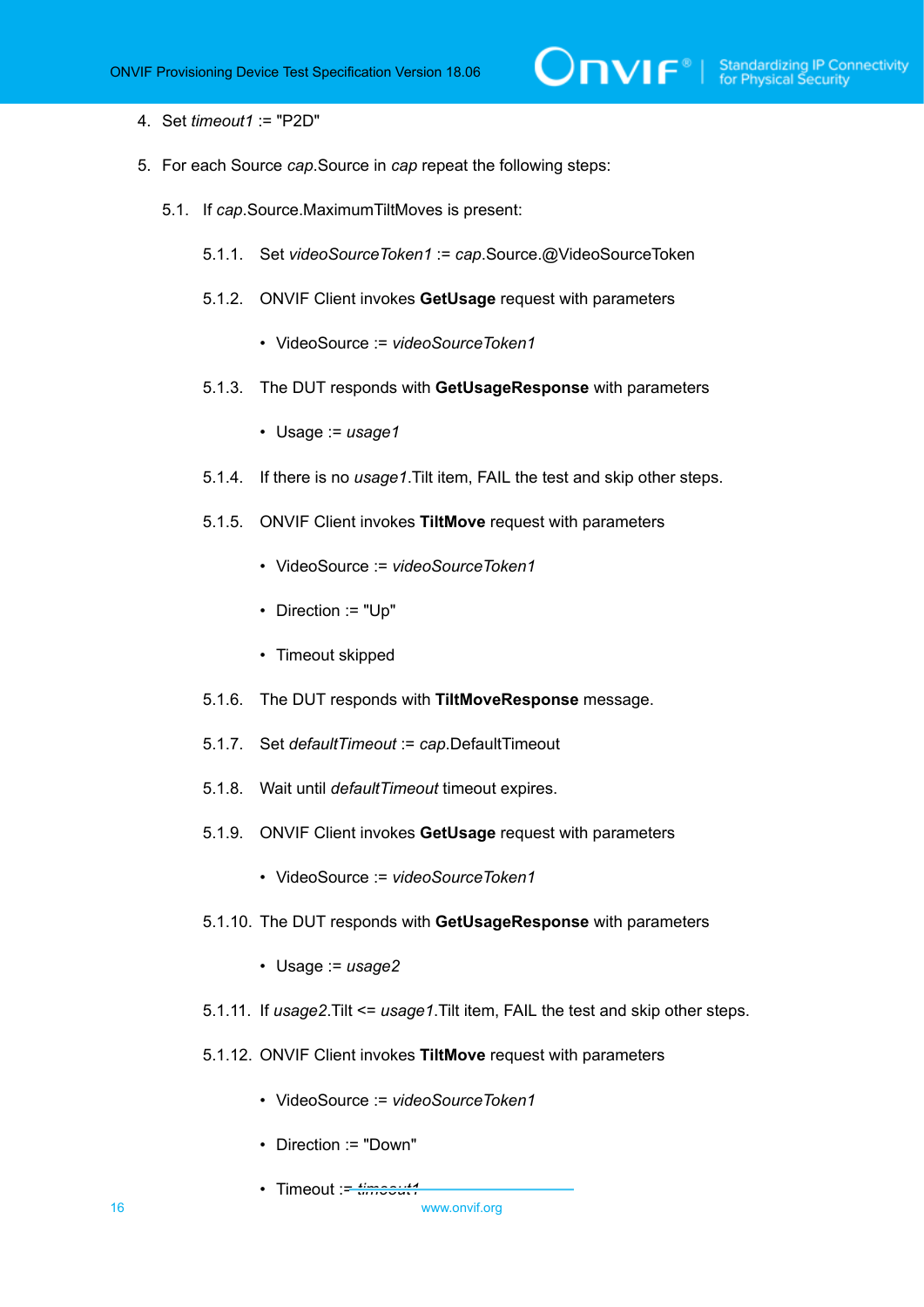4. Set *timeout1* := "P2D"

5. For each Source *cap*.Source in *cap* repeat the following steps:

   5.1. If *cap*.Source.MaximumTiltMoves is present:

      5.1.1. Set *videoSourceToken1* := *cap*.Source.@VideoSourceToken

      5.1.2. ONVIF Client invokes **GetUsage** request with parameters

      - VideoSource := *videoSourceToken1*

      5.1.3. The DUT responds with **GetUsageResponse** with parameters

      - Usage := *usage1*

      5.1.4. If there is no *usage1*.Tilt item, FAIL the test and skip other steps.

      5.1.5. ONVIF Client invokes **TiltMove** request with parameters

      - VideoSource := *videoSourceToken1*
      - Direction := "Up"
      - Timeout skipped

      5.1.6. The DUT responds with **TiltMoveResponse** message.

      5.1.7. Set *defaultTimeout* := *cap*.DefaultTimeout

      5.1.8. Wait until *defaultTimeout* timeout expires.

      5.1.9. ONVIF Client invokes **GetUsage** request with parameters

      - VideoSource := *videoSourceToken1*

      5.1.10. The DUT responds with **GetUsageResponse** with parameters

      - Usage := *usage2*

      5.1.11. If *usage2*.Tilt <= *usage1*.Tilt item, FAIL the test and skip other steps.

      5.1.12. ONVIF Client invokes **TiltMove** request with parameters

      - VideoSource := *videoSourceToken1*
      - Direction := "Down"
      - Timeout := *timeout1*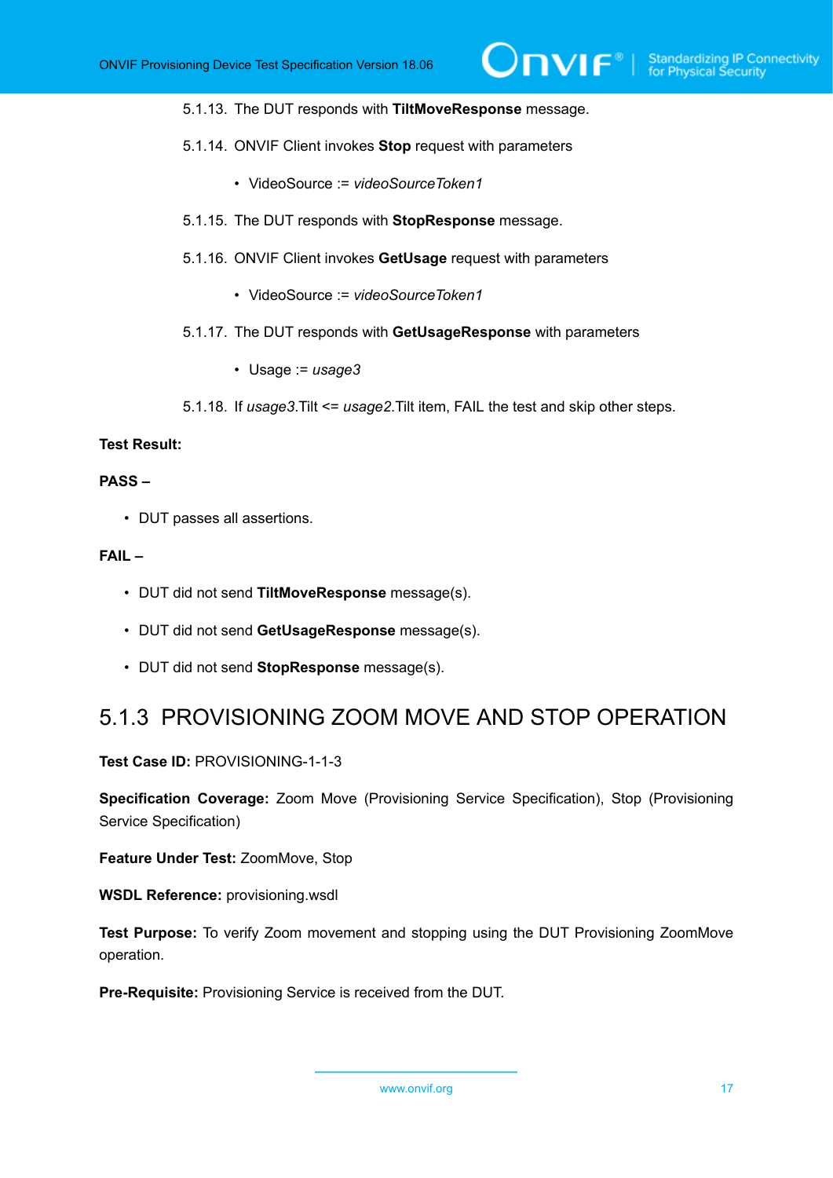5.1.13. The DUT responds with **TiltMoveResponse** message.

5.1.14. ONVIF Client invokes **Stop** request with parameters

- VideoSource := *videoSourceToken1*

5.1.15. The DUT responds with **StopResponse** message.

5.1.16. ONVIF Client invokes **GetUsage** request with parameters

- VideoSource := *videoSourceToken1*

5.1.17. The DUT responds with **GetUsageResponse** with parameters

- Usage := *usage3*

5.1.18. If *usage3*.Tilt <= *usage2*.Tilt item, FAIL the test and skip other steps.

**Test Result:**

**PASS –**

- DUT passes all assertions.

**FAIL –**

- DUT did not send **TiltMoveResponse** message(s).
- DUT did not send **GetUsageResponse** message(s).
- DUT did not send **StopResponse** message(s).

### 5.1.3 PROVISIONING ZOOM MOVE AND STOP OPERATION

**Test Case ID:** PROVISIONING-1-1-3

**Specification Coverage:** Zoom Move (Provisioning Service Specification), Stop (Provisioning Service Specification)

**Feature Under Test:** ZoomMove, Stop

**WSDL Reference:** provisioning.wsdl

**Test Purpose:** To verify Zoom movement and stopping using the DUT Provisioning ZoomMove operation.

**Pre-Requisite:** Provisioning Service is received from the DUT.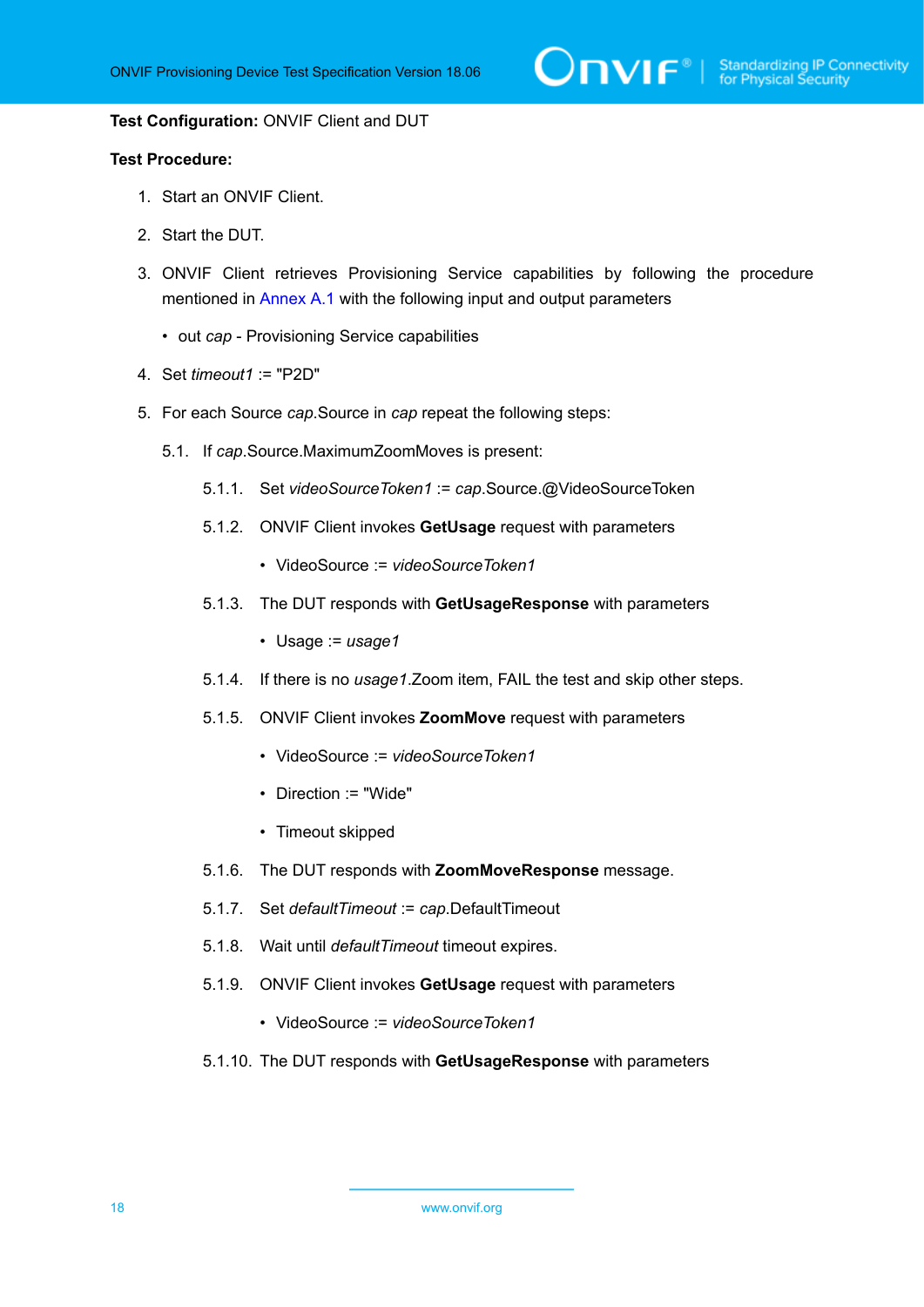**Test Configuration:** ONVIF Client and DUT

**Test Procedure:**

1. Start an ONVIF Client.
2. Start the DUT.
3. ONVIF Client retrieves Provisioning Service capabilities by following the procedure mentioned in Annex A.1 with the following input and output parameters
   - out *cap* - Provisioning Service capabilities
4. Set *timeout1* := "P2D"
5. For each Source *cap*.Source in *cap* repeat the following steps:

   5.1. If *cap*.Source.MaximumZoomMoves is present:

   5.1.1. Set *videoSourceToken1* := *cap*.Source.@VideoSourceToken

   5.1.2. ONVIF Client invokes **GetUsage** request with parameters
   - VideoSource := *videoSourceToken1*

   5.1.3. The DUT responds with **GetUsageResponse** with parameters
   - Usage := *usage1*

   5.1.4. If there is no *usage1*.Zoom item, FAIL the test and skip other steps.

   5.1.5. ONVIF Client invokes **ZoomMove** request with parameters
   - VideoSource := *videoSourceToken1*
   - Direction := "Wide"
   - Timeout skipped

   5.1.6. The DUT responds with **ZoomMoveResponse** message.

   5.1.7. Set *defaultTimeout* := *cap*.DefaultTimeout

   5.1.8. Wait until *defaultTimeout* timeout expires.

   5.1.9. ONVIF Client invokes **GetUsage** request with parameters
   - VideoSource := *videoSourceToken1*

   5.1.10. The DUT responds with **GetUsageResponse** with parameters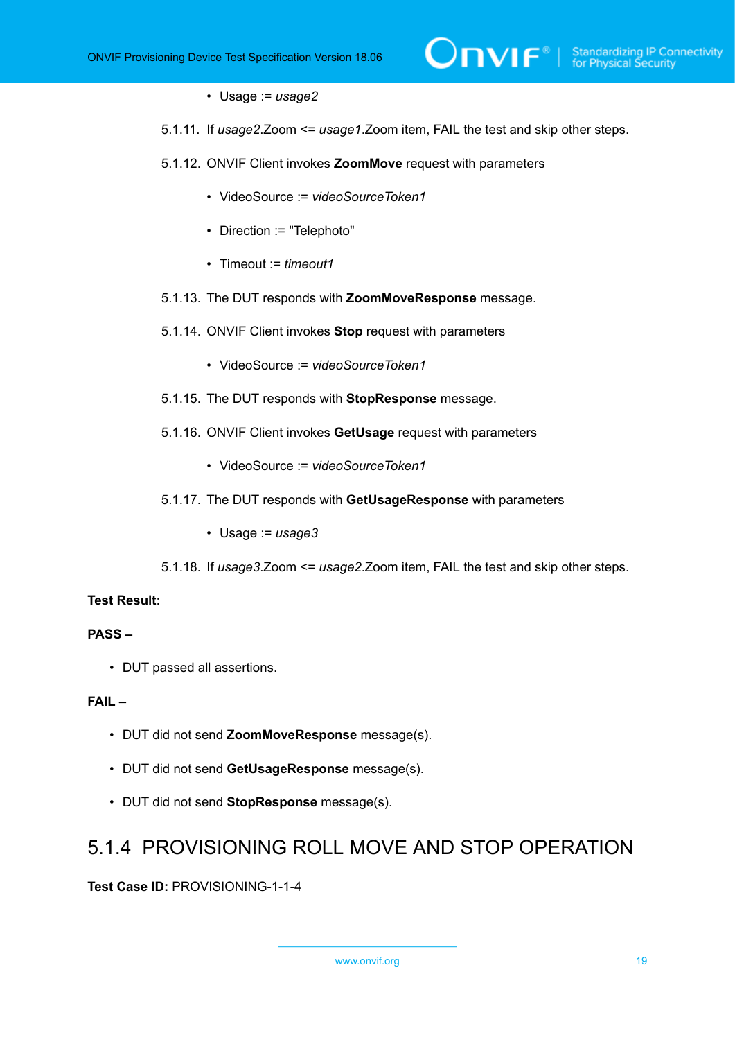- Usage := *usage2*

5.1.11. If *usage2*.Zoom <= *usage1*.Zoom item, FAIL the test and skip other steps.

5.1.12. ONVIF Client invokes **ZoomMove** request with parameters

- VideoSource := *videoSourceToken1*
- Direction := "Telephoto"
- Timeout := *timeout1*

5.1.13. The DUT responds with **ZoomMoveResponse** message.

5.1.14. ONVIF Client invokes **Stop** request with parameters

- VideoSource := *videoSourceToken1*

5.1.15. The DUT responds with **StopResponse** message.

5.1.16. ONVIF Client invokes **GetUsage** request with parameters

- VideoSource := *videoSourceToken1*

5.1.17. The DUT responds with **GetUsageResponse** with parameters

- Usage := *usage3*

5.1.18. If *usage3*.Zoom <= *usage2*.Zoom item, FAIL the test and skip other steps.

**Test Result:**

**PASS –**

- DUT passed all assertions.

**FAIL –**

- DUT did not send **ZoomMoveResponse** message(s).
- DUT did not send **GetUsageResponse** message(s).
- DUT did not send **StopResponse** message(s).

### 5.1.4 PROVISIONING ROLL MOVE AND STOP OPERATION

**Test Case ID:** PROVISIONING-1-1-4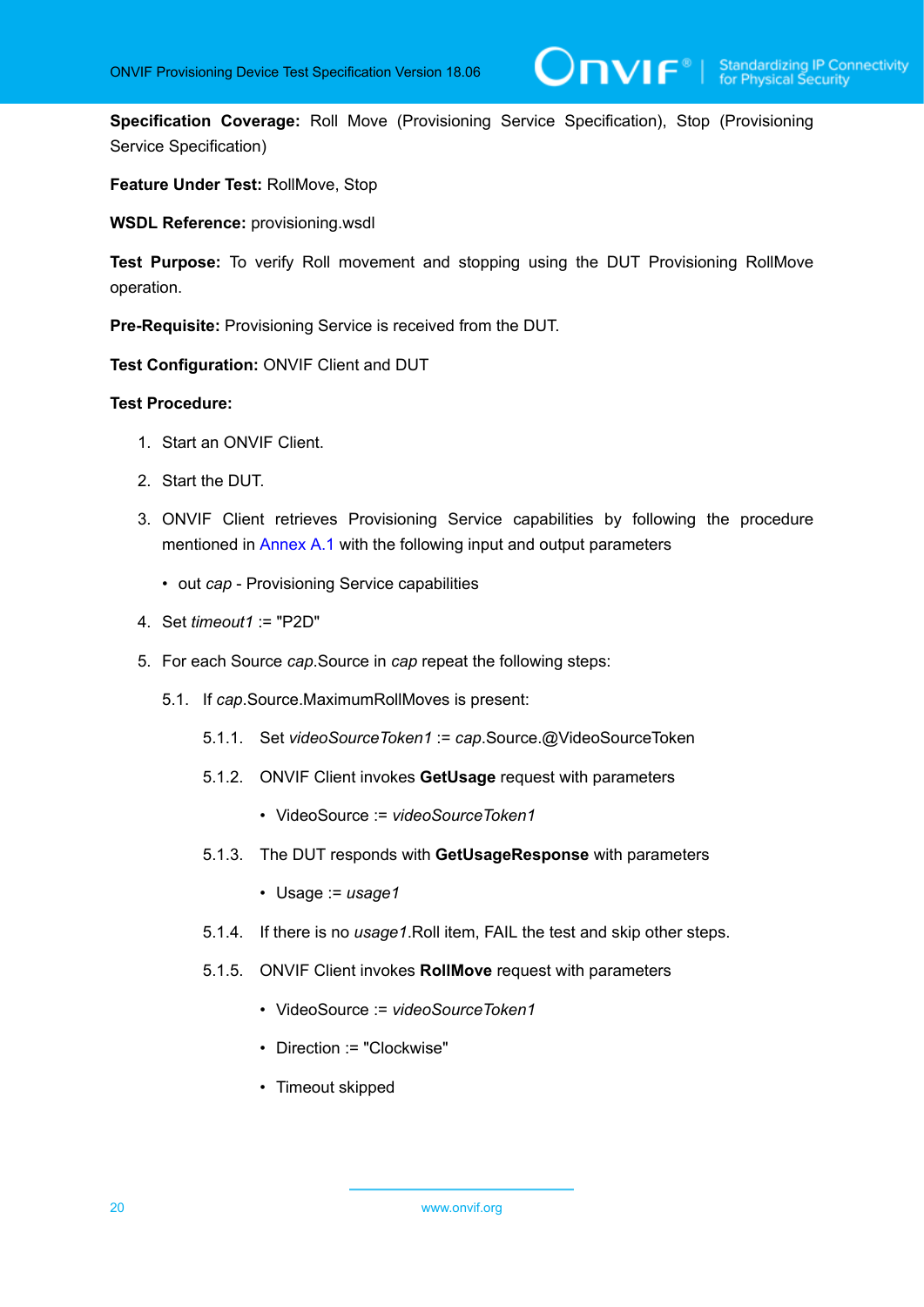**Specification Coverage:** Roll Move (Provisioning Service Specification), Stop (Provisioning Service Specification)

**Feature Under Test:** RollMove, Stop

**WSDL Reference:** provisioning.wsdl

**Test Purpose:** To verify Roll movement and stopping using the DUT Provisioning RollMove operation.

**Pre-Requisite:** Provisioning Service is received from the DUT.

**Test Configuration:** ONVIF Client and DUT

**Test Procedure:**

1. Start an ONVIF Client.
2. Start the DUT.
3. ONVIF Client retrieves Provisioning Service capabilities by following the procedure mentioned in Annex A.1 with the following input and output parameters
   - out *cap* - Provisioning Service capabilities
4. Set *timeout1* := "P2D"
5. For each Source *cap*.Source in *cap* repeat the following steps:

   5.1. If *cap*.Source.MaximumRollMoves is present:

   5.1.1. Set *videoSourceToken1* := *cap*.Source.@VideoSourceToken

   5.1.2. ONVIF Client invokes **GetUsage** request with parameters
   - VideoSource := *videoSourceToken1*

   5.1.3. The DUT responds with **GetUsageResponse** with parameters
   - Usage := *usage1*

   5.1.4. If there is no *usage1*.Roll item, FAIL the test and skip other steps.

   5.1.5. ONVIF Client invokes **RollMove** request with parameters
   - VideoSource := *videoSourceToken1*
   - Direction := "Clockwise"
   - Timeout skipped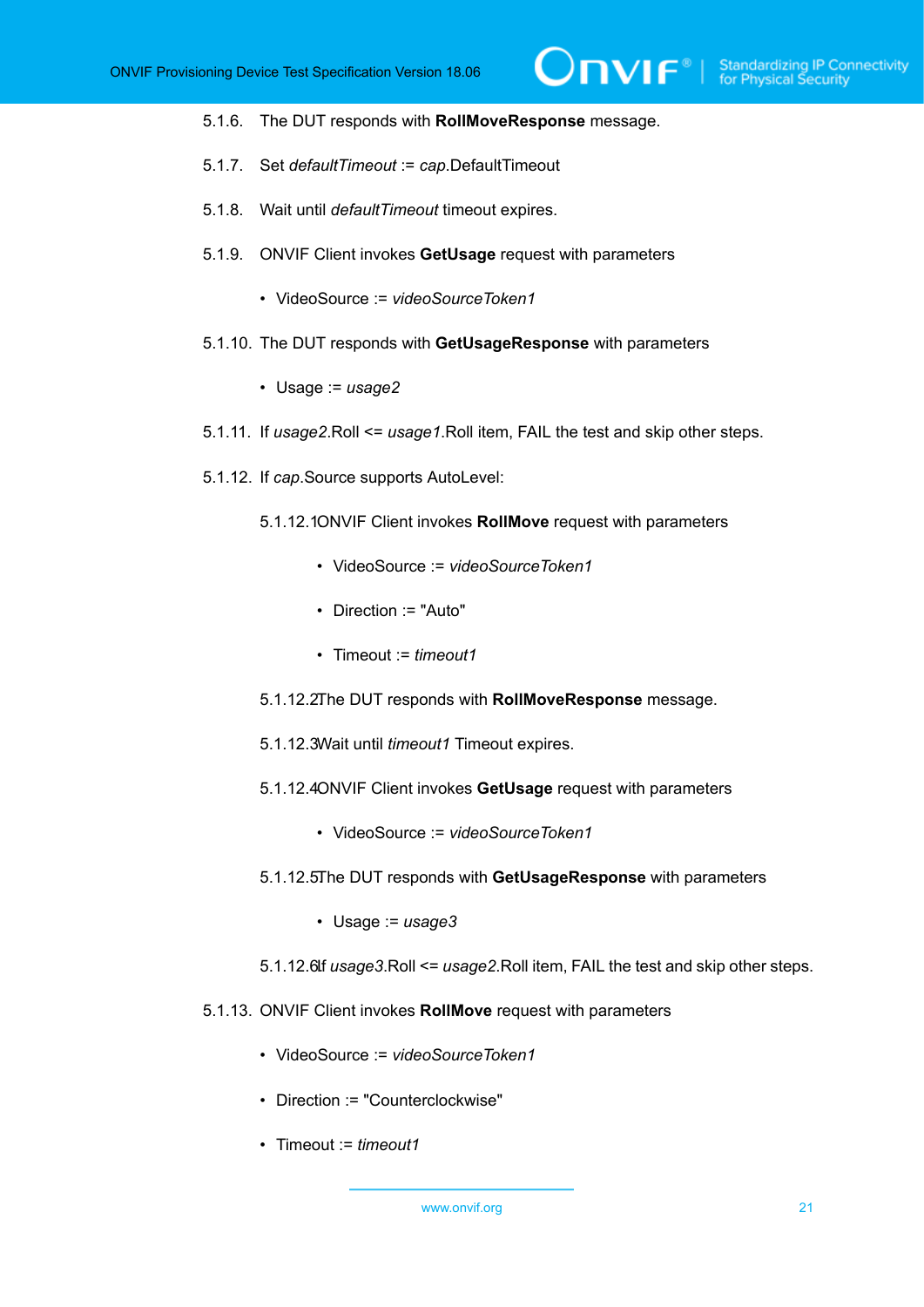5.1.6. The DUT responds with **RollMoveResponse** message.

5.1.7. Set *defaultTimeout* := *cap*.DefaultTimeout

5.1.8. Wait until *defaultTimeout* timeout expires.

5.1.9. ONVIF Client invokes **GetUsage** request with parameters

- VideoSource := *videoSourceToken1*

5.1.10. The DUT responds with **GetUsageResponse** with parameters

- Usage := *usage2*

5.1.11. If *usage2*.Roll <= *usage1*.Roll item, FAIL the test and skip other steps.

5.1.12. If *cap*.Source supports AutoLevel:

5.1.12.1. ONVIF Client invokes **RollMove** request with parameters

- VideoSource := *videoSourceToken1*
- Direction := "Auto"
- Timeout := *timeout1*

5.1.12.2. The DUT responds with **RollMoveResponse** message.

5.1.12.3. Wait until *timeout1* Timeout expires.

5.1.12.4. ONVIF Client invokes **GetUsage** request with parameters

- VideoSource := *videoSourceToken1*

5.1.12.5. The DUT responds with **GetUsageResponse** with parameters

- Usage := *usage3*

5.1.12.6. If *usage3*.Roll <= *usage2*.Roll item, FAIL the test and skip other steps.

5.1.13. ONVIF Client invokes **RollMove** request with parameters

- VideoSource := *videoSourceToken1*
- Direction := "Counterclockwise"
- Timeout := *timeout1*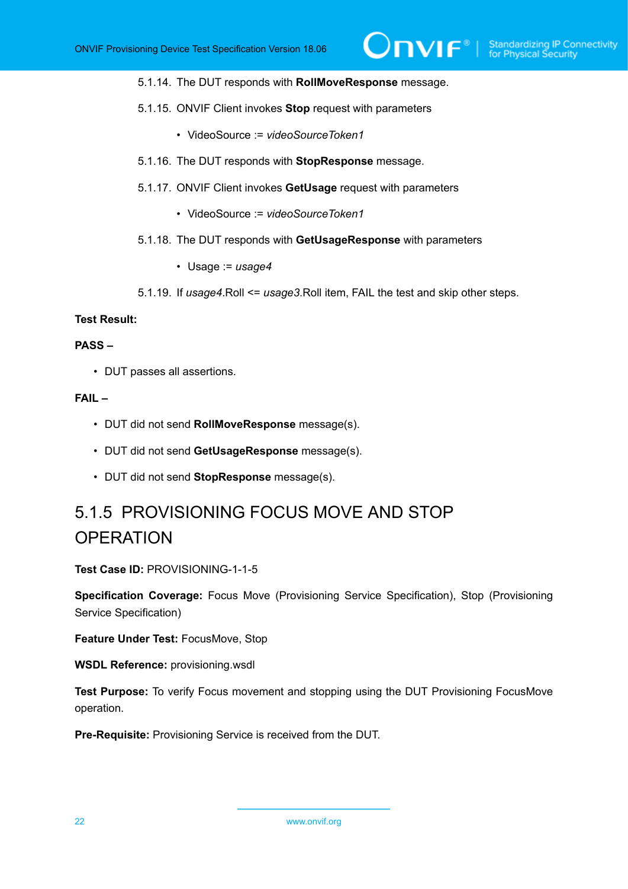5.1.14. The DUT responds with **RollMoveResponse** message.

5.1.15. ONVIF Client invokes **Stop** request with parameters

- VideoSource := *videoSourceToken1*

5.1.16. The DUT responds with **StopResponse** message.

5.1.17. ONVIF Client invokes **GetUsage** request with parameters

- VideoSource := *videoSourceToken1*

5.1.18. The DUT responds with **GetUsageResponse** with parameters

- Usage := *usage4*

5.1.19. If *usage4*.Roll <= *usage3*.Roll item, FAIL the test and skip other steps.

**Test Result:**

**PASS –**

- DUT passes all assertions.

**FAIL –**

- DUT did not send **RollMoveResponse** message(s).
- DUT did not send **GetUsageResponse** message(s).
- DUT did not send **StopResponse** message(s).

### 5.1.5 PROVISIONING FOCUS MOVE AND STOP OPERATION

**Test Case ID:** PROVISIONING-1-1-5

**Specification Coverage:** Focus Move (Provisioning Service Specification), Stop (Provisioning Service Specification)

**Feature Under Test:** FocusMove, Stop

**WSDL Reference:** provisioning.wsdl

**Test Purpose:** To verify Focus movement and stopping using the DUT Provisioning FocusMove operation.

**Pre-Requisite:** Provisioning Service is received from the DUT.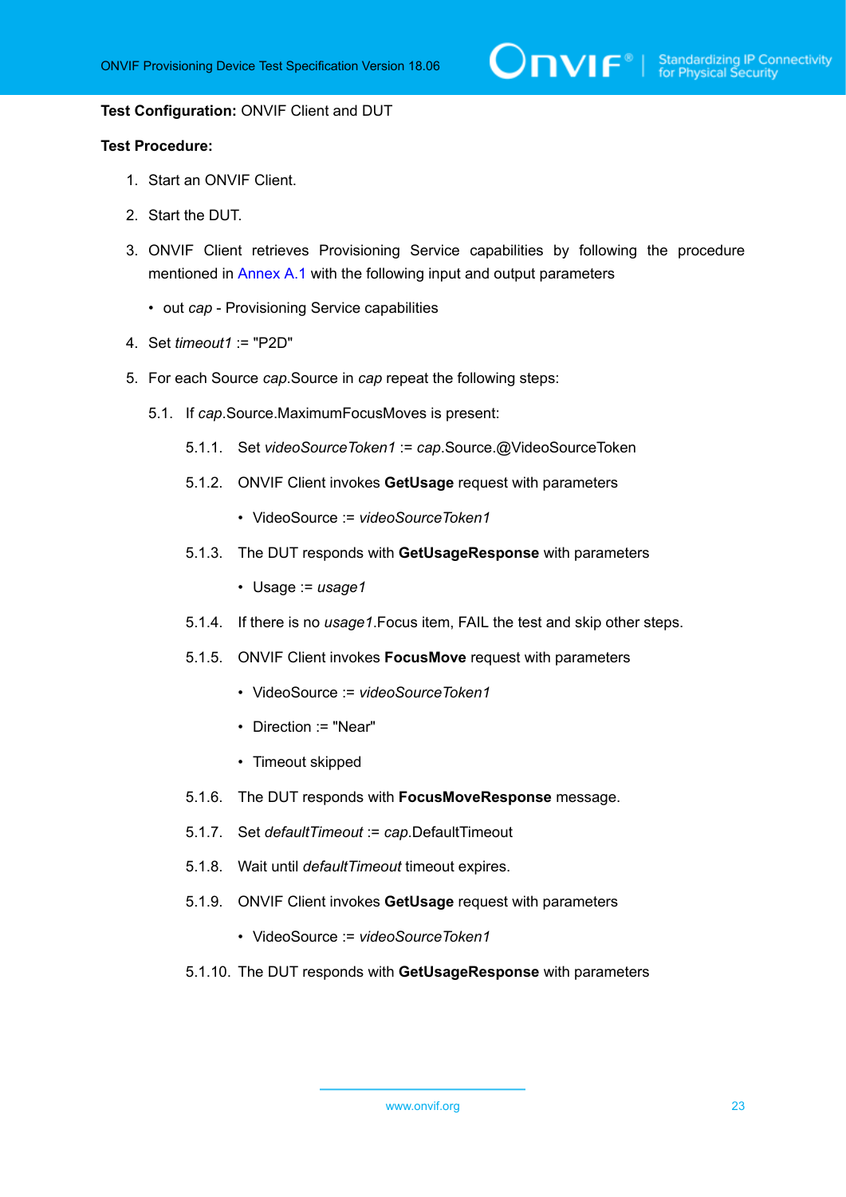**Test Configuration:** ONVIF Client and DUT

**Test Procedure:**

1. Start an ONVIF Client.
2. Start the DUT.
3. ONVIF Client retrieves Provisioning Service capabilities by following the procedure mentioned in Annex A.1 with the following input and output parameters
   - out *cap* - Provisioning Service capabilities
4. Set *timeout1* := "P2D"
5. For each Source *cap*.Source in *cap* repeat the following steps:

   5.1. If *cap*.Source.MaximumFocusMoves is present:

   5.1.1. Set *videoSourceToken1* := *cap*.Source.@VideoSourceToken

   5.1.2. ONVIF Client invokes **GetUsage** request with parameters

   - VideoSource := *videoSourceToken1*

   5.1.3. The DUT responds with **GetUsageResponse** with parameters

   - Usage := *usage1*

   5.1.4. If there is no *usage1*.Focus item, FAIL the test and skip other steps.

   5.1.5. ONVIF Client invokes **FocusMove** request with parameters

   - VideoSource := *videoSourceToken1*
   - Direction := "Near"
   - Timeout skipped

   5.1.6. The DUT responds with **FocusMoveResponse** message.

   5.1.7. Set *defaultTimeout* := *cap*.DefaultTimeout

   5.1.8. Wait until *defaultTimeout* timeout expires.

   5.1.9. ONVIF Client invokes **GetUsage** request with parameters

   - VideoSource := *videoSourceToken1*

   5.1.10. The DUT responds with **GetUsageResponse** with parameters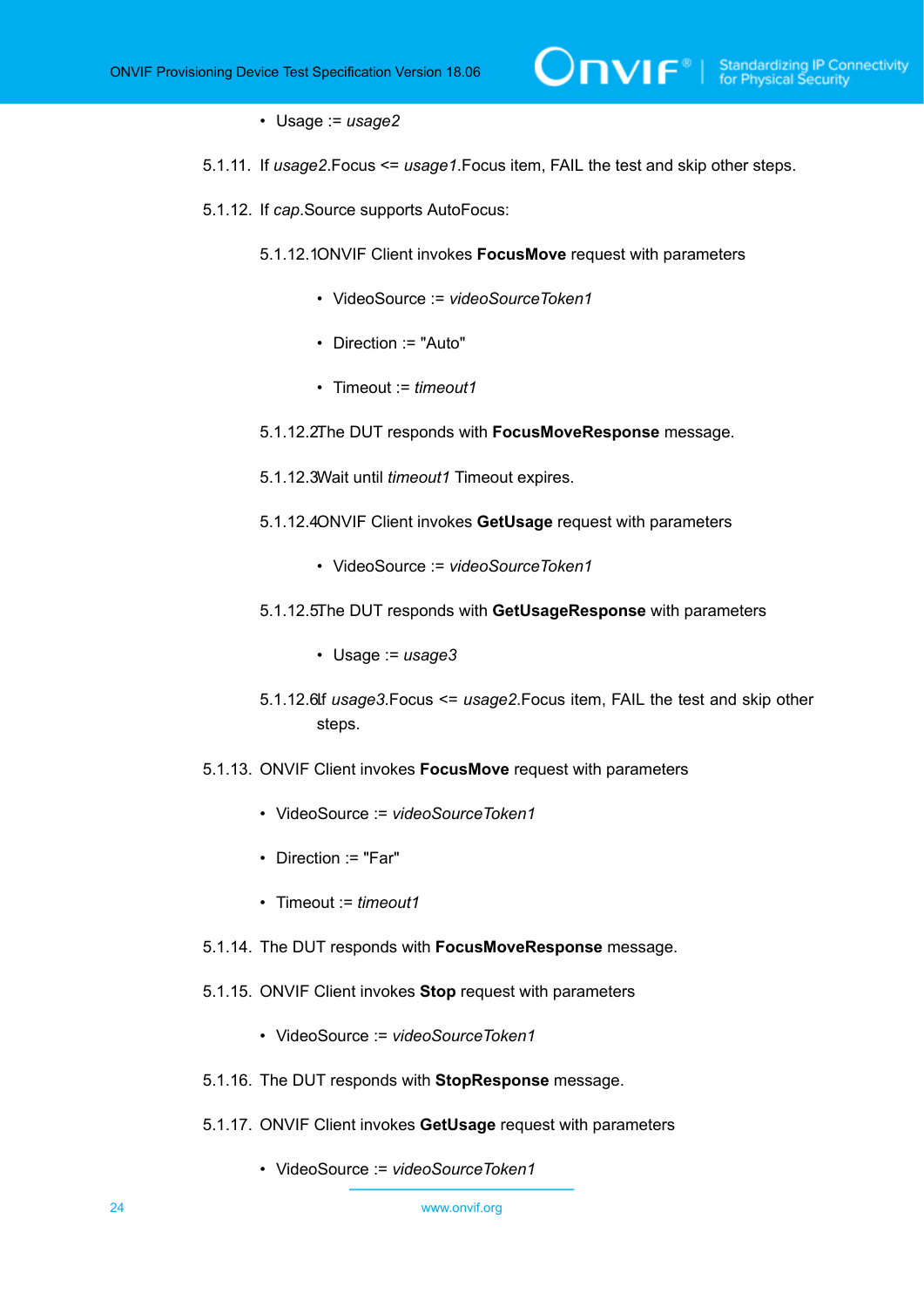- Usage := *usage2*

5.1.11. If *usage2*.Focus <= *usage1*.Focus item, FAIL the test and skip other steps.

5.1.12. If *cap*.Source supports AutoFocus:

5.1.12.1. ONVIF Client invokes **FocusMove** request with parameters

- VideoSource := *videoSourceToken1*
- Direction := "Auto"
- Timeout := *timeout1*

5.1.12.2. The DUT responds with **FocusMoveResponse** message.

5.1.12.3. Wait until *timeout1* Timeout expires.

5.1.12.4. ONVIF Client invokes **GetUsage** request with parameters

- VideoSource := *videoSourceToken1*

5.1.12.5. The DUT responds with **GetUsageResponse** with parameters

- Usage := *usage3*

5.1.12.6. If *usage3*.Focus <= *usage2*.Focus item, FAIL the test and skip other steps.

5.1.13. ONVIF Client invokes **FocusMove** request with parameters

- VideoSource := *videoSourceToken1*
- Direction := "Far"
- Timeout := *timeout1*

5.1.14. The DUT responds with **FocusMoveResponse** message.

5.1.15. ONVIF Client invokes **Stop** request with parameters

- VideoSource := *videoSourceToken1*

5.1.16. The DUT responds with **StopResponse** message.

5.1.17. ONVIF Client invokes **GetUsage** request with parameters

- VideoSource := *videoSourceToken1*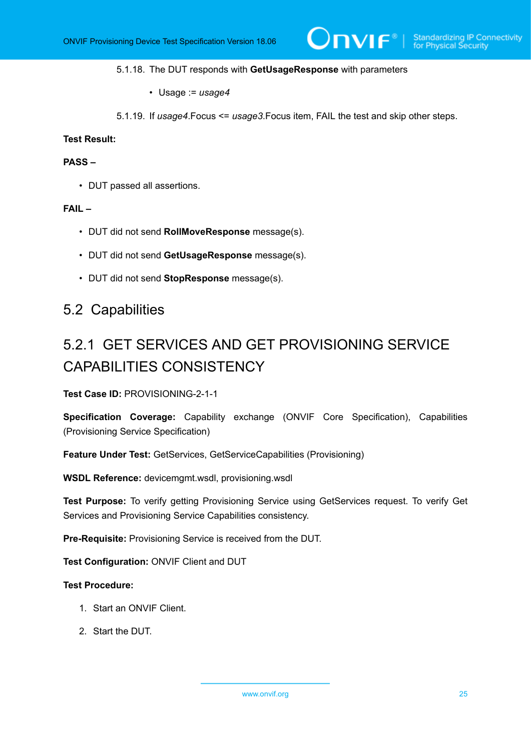5.1.18. The DUT responds with **GetUsageResponse** with parameters

- Usage := *usage4*

5.1.19. If *usage4*.Focus <= *usage3*.Focus item, FAIL the test and skip other steps.

**Test Result:**

**PASS –**

- DUT passed all assertions.

**FAIL –**

- DUT did not send **RollMoveResponse** message(s).
- DUT did not send **GetUsageResponse** message(s).
- DUT did not send **StopResponse** message(s).

## 5.2 Capabilities

### 5.2.1 GET SERVICES AND GET PROVISIONING SERVICE CAPABILITIES CONSISTENCY

**Test Case ID:** PROVISIONING-2-1-1

**Specification Coverage:** Capability exchange (ONVIF Core Specification), Capabilities (Provisioning Service Specification)

**Feature Under Test:** GetServices, GetServiceCapabilities (Provisioning)

**WSDL Reference:** devicemgmt.wsdl, provisioning.wsdl

**Test Purpose:** To verify getting Provisioning Service using GetServices request. To verify Get Services and Provisioning Service Capabilities consistency.

**Pre-Requisite:** Provisioning Service is received from the DUT.

**Test Configuration:** ONVIF Client and DUT

**Test Procedure:**

1. Start an ONVIF Client.
2. Start the DUT.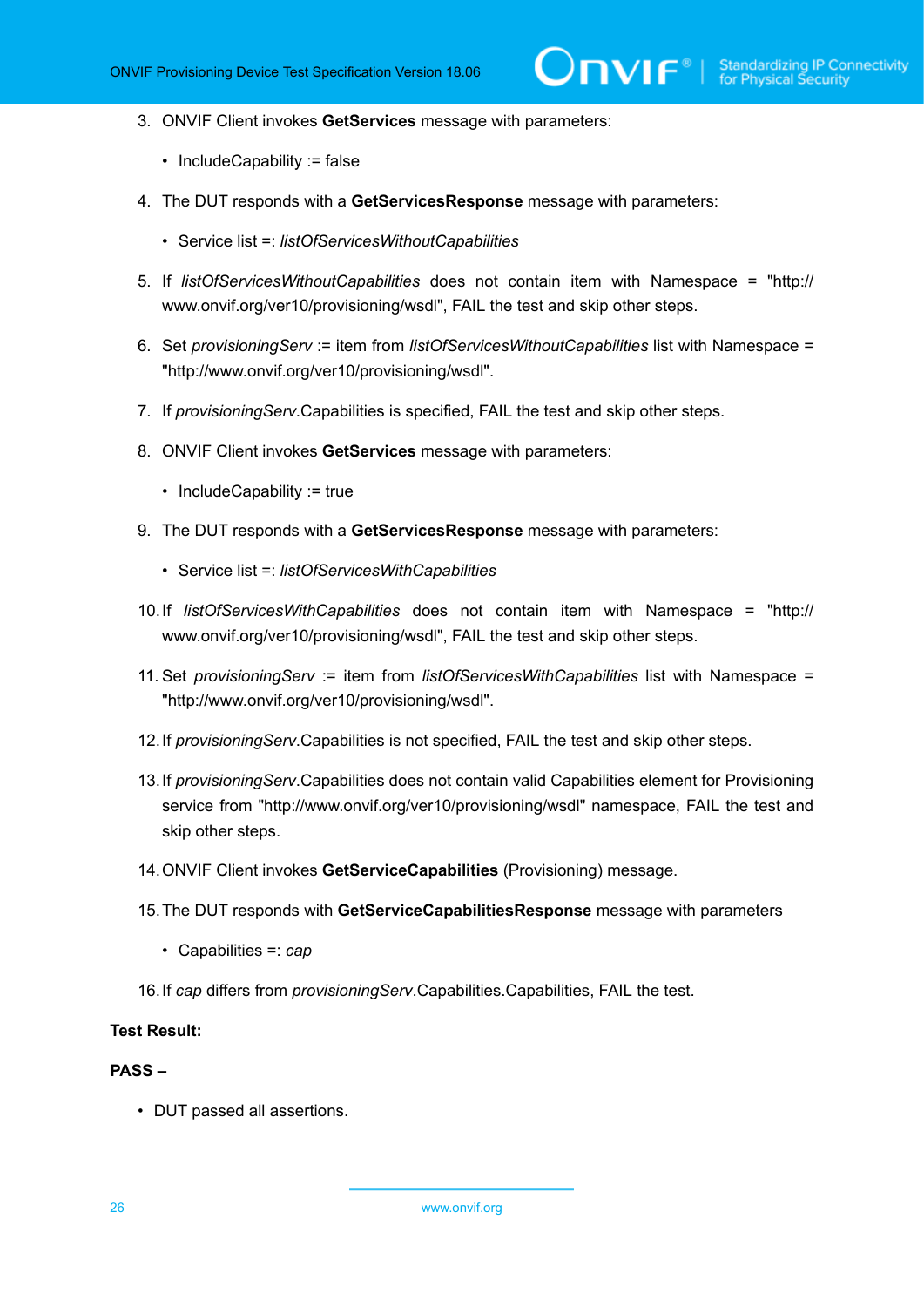3. ONVIF Client invokes **GetServices** message with parameters:

   - IncludeCapability := false

4. The DUT responds with a **GetServicesResponse** message with parameters:

   - Service list =: *listOfServicesWithoutCapabilities*

5. If *listOfServicesWithoutCapabilities* does not contain item with Namespace = "http://www.onvif.org/ver10/provisioning/wsdl", FAIL the test and skip other steps.

6. Set *provisioningServ* := item from *listOfServicesWithoutCapabilities* list with Namespace = "http://www.onvif.org/ver10/provisioning/wsdl".

7. If *provisioningServ*.Capabilities is specified, FAIL the test and skip other steps.

8. ONVIF Client invokes **GetServices** message with parameters:

   - IncludeCapability := true

9. The DUT responds with a **GetServicesResponse** message with parameters:

   - Service list =: *listOfServicesWithCapabilities*

10. If *listOfServicesWithCapabilities* does not contain item with Namespace = "http://www.onvif.org/ver10/provisioning/wsdl", FAIL the test and skip other steps.

11. Set *provisioningServ* := item from *listOfServicesWithCapabilities* list with Namespace = "http://www.onvif.org/ver10/provisioning/wsdl".

12. If *provisioningServ*.Capabilities is not specified, FAIL the test and skip other steps.

13. If *provisioningServ*.Capabilities does not contain valid Capabilities element for Provisioning service from "http://www.onvif.org/ver10/provisioning/wsdl" namespace, FAIL the test and skip other steps.

14. ONVIF Client invokes **GetServiceCapabilities** (Provisioning) message.

15. The DUT responds with **GetServiceCapabilitiesResponse** message with parameters

    - Capabilities =: *cap*

16. If *cap* differs from *provisioningServ*.Capabilities.Capabilities, FAIL the test.

**Test Result:**

**PASS –**

- DUT passed all assertions.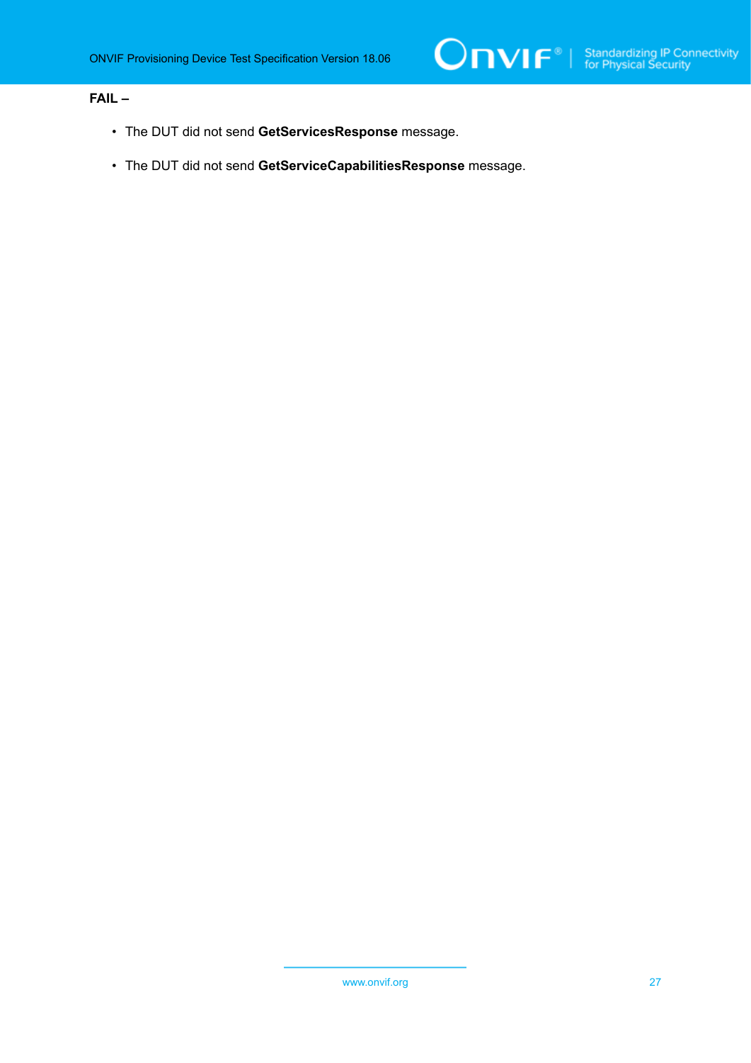**FAIL –**

- The DUT did not send **GetServicesResponse** message.
- The DUT did not send **GetServiceCapabilitiesResponse** message.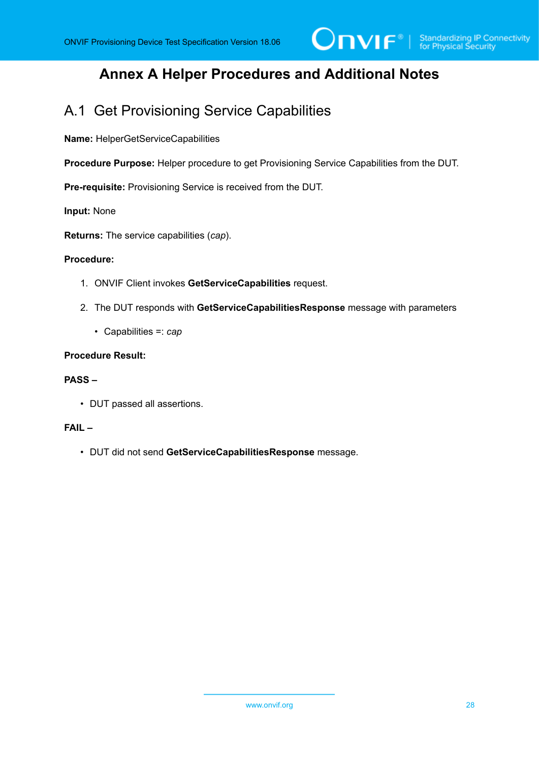# Annex A Helper Procedures and Additional Notes

## A.1 Get Provisioning Service Capabilities

**Name:** HelperGetServiceCapabilities

**Procedure Purpose:** Helper procedure to get Provisioning Service Capabilities from the DUT.

**Pre-requisite:** Provisioning Service is received from the DUT.

**Input:** None

**Returns:** The service capabilities (*cap*).

**Procedure:**

1. ONVIF Client invokes **GetServiceCapabilities** request.

2. The DUT responds with **GetServiceCapabilitiesResponse** message with parameters

   - Capabilities =: *cap*

**Procedure Result:**

**PASS –**

- DUT passed all assertions.

**FAIL –**

- DUT did not send **GetServiceCapabilitiesResponse** message.